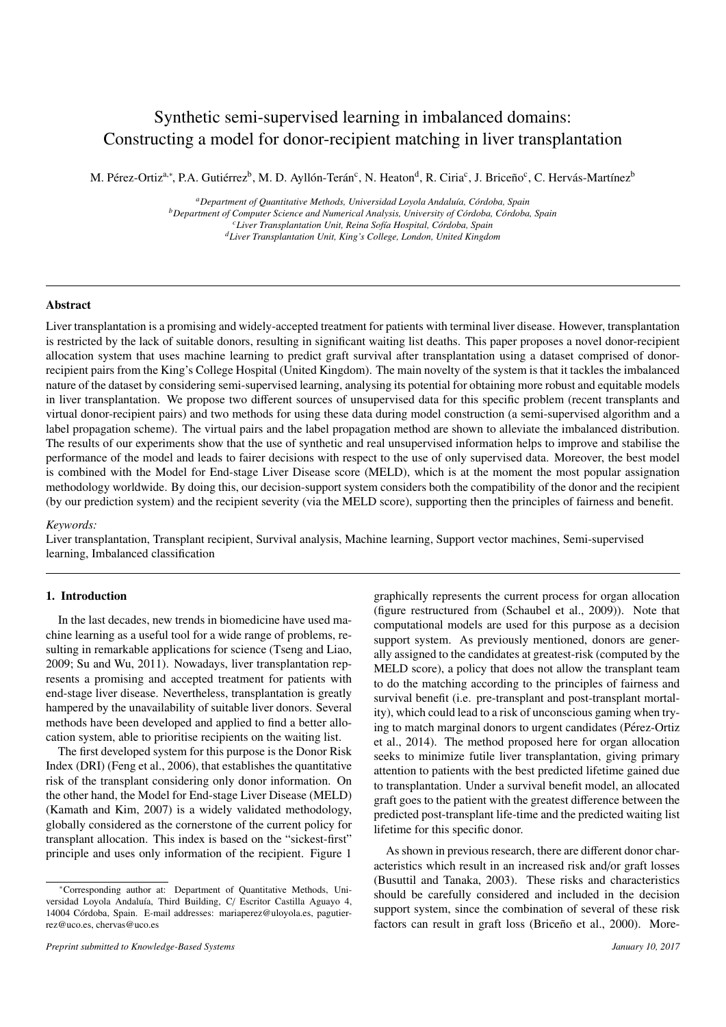# Synthetic semi-supervised learning in imbalanced domains: Constructing a model for donor-recipient matching in liver transplantation

M. Pérez-Ortiz[a,*], P.A. Gutiérrez[b], M. D. Ayllón-Terán[c], N. Heaton[d], R. Ciria[c], J. Briceño[c], C. Hervás-Martínez[b]

[a]*Department of Quantitative Methods, Universidad Loyola Andalucía, Córdoba, Spain*
[b]*Department of Computer Science and Numerical Analysis, University of Córdoba, Córdoba, Spain*
[c]*Liver Transplantation Unit, Reina Sofía Hospital, Córdoba, Spain*
[d]*Liver Transplantation Unit, King's College, London, United Kingdom*

---

**Abstract**

Liver transplantation is a promising and widely-accepted treatment for patients with terminal liver disease. However, transplantation is restricted by the lack of suitable donors, resulting in significant waiting list deaths. This paper proposes a novel donor-recipient allocation system that uses machine learning to predict graft survival after transplantation using a dataset comprised of donor-recipient pairs from the King's College Hospital (United Kingdom). The main novelty of the system is that it tackles the imbalanced nature of the dataset by considering semi-supervised learning, analysing its potential for obtaining more robust and equitable models in liver transplantation. We propose two different sources of unsupervised data for this specific problem (recent transplants and virtual donor-recipient pairs) and two methods for using these data during model construction (a semi-supervised algorithm and a label propagation scheme). The virtual pairs and the label propagation method are shown to alleviate the imbalanced distribution. The results of our experiments show that the use of synthetic and real unsupervised information helps to improve and stabilise the performance of the model and leads to fairer decisions with respect to the use of only supervised data. Moreover, the best model is combined with the Model for End-stage Liver Disease score (MELD), which is at the moment the most popular assignation methodology worldwide. By doing this, our decision-support system considers both the compatibility of the donor and the recipient (by our prediction system) and the recipient severity (via the MELD score), supporting then the principles of fairness and benefit.

*Keywords:*
Liver transplantation, Transplant recipient, Survival analysis, Machine learning, Support vector machines, Semi-supervised learning, Imbalanced classification

---

## 1. Introduction

In the last decades, new trends in biomedicine have used machine learning as a useful tool for a wide range of problems, resulting in remarkable applications for science (Tseng and Liao, 2009; Su and Wu, 2011). Nowadays, liver transplantation represents a promising and accepted treatment for patients with end-stage liver disease. Nevertheless, transplantation is greatly hampered by the unavailability of suitable liver donors. Several methods have been developed and applied to find a better allocation system, able to prioritise recipients on the waiting list.

The first developed system for this purpose is the Donor Risk Index (DRI) (Feng et al., 2006), that establishes the quantitative risk of the transplant considering only donor information. On the other hand, the Model for End-stage Liver Disease (MELD) (Kamath and Kim, 2007) is a widely validated methodology, globally considered as the cornerstone of the current policy for transplant allocation. This index is based on the "sickest-first" principle and uses only information of the recipient. Figure 1 graphically represents the current process for organ allocation (figure restructured from (Schaubel et al., 2009)). Note that computational models are used for this purpose as a decision support system. As previously mentioned, donors are generally assigned to the candidates at greatest-risk (computed by the MELD score), a policy that does not allow the transplant team to do the matching according to the principles of fairness and survival benefit (i.e. pre-transplant and post-transplant mortality), which could lead to a risk of unconscious gaming when trying to match marginal donors to urgent candidates (Pérez-Ortiz et al., 2014). The method proposed here for organ allocation seeks to minimize futile liver transplantation, giving primary attention to patients with the best predicted lifetime gained due to transplantation. Under a survival benefit model, an allocated graft goes to the patient with the greatest difference between the predicted post-transplant life-time and the predicted waiting list lifetime for this specific donor.

As shown in previous research, there are different donor characteristics which result in an increased risk and/or graft losses (Busuttil and Tanaka, 2003). These risks and characteristics should be carefully considered and included in the decision support system, since the combination of several of these risk factors can result in graft loss (Briceño et al., 2000). More-

---

*Corresponding author at: Department of Quantitative Methods, Universidad Loyola Andalucía, Third Building, C/ Escritor Castilla Aguayo 4, 14004 Córdoba, Spain. E-mail addresses: mariaperez@uloyola.es, pagutierrez@uco.es, chervas@uco.es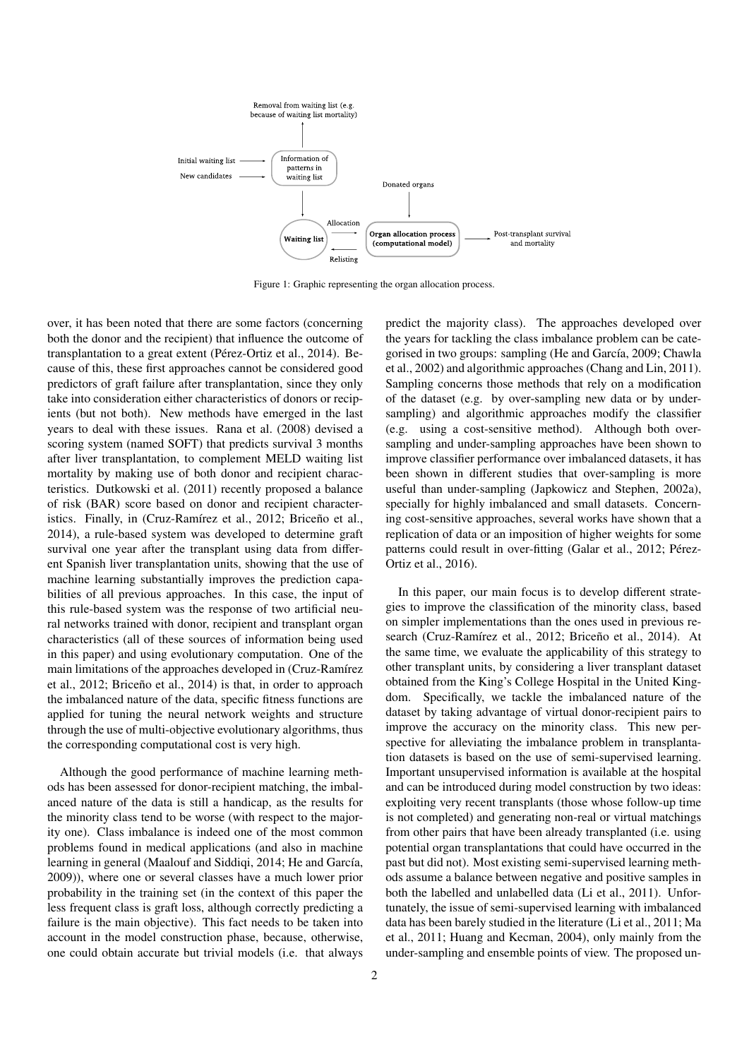Figure 1: Graphic representing the organ allocation process.

over, it has been noted that there are some factors (concerning both the donor and the recipient) that influence the outcome of transplantation to a great extent (Pérez-Ortiz et al., 2014). Because of this, these first approaches cannot be considered good predictors of graft failure after transplantation, since they only take into consideration either characteristics of donors or recipients (but not both). New methods have emerged in the last years to deal with these issues. Rana et al. (2008) devised a scoring system (named SOFT) that predicts survival 3 months after liver transplantation, to complement MELD waiting list mortality by making use of both donor and recipient characteristics. Dutkowski et al. (2011) recently proposed a balance of risk (BAR) score based on donor and recipient characteristics. Finally, in (Cruz-Ramírez et al., 2012; Briceño et al., 2014), a rule-based system was developed to determine graft survival one year after the transplant using data from different Spanish liver transplantation units, showing that the use of machine learning substantially improves the prediction capabilities of all previous approaches. In this case, the input of this rule-based system was the response of two artificial neural networks trained with donor, recipient and transplant organ characteristics (all of these sources of information being used in this paper) and using evolutionary computation. One of the main limitations of the approaches developed in (Cruz-Ramírez et al., 2012; Briceño et al., 2014) is that, in order to approach the imbalanced nature of the data, specific fitness functions are applied for tuning the neural network weights and structure through the use of multi-objective evolutionary algorithms, thus the corresponding computational cost is very high.

Although the good performance of machine learning methods has been assessed for donor-recipient matching, the imbalanced nature of the data is still a handicap, as the results for the minority class tend to be worse (with respect to the majority one). Class imbalance is indeed one of the most common problems found in medical applications (and also in machine learning in general (Maalouf and Siddiqi, 2014; He and García, 2009)), where one or several classes have a much lower prior probability in the training set (in the context of this paper the less frequent class is graft loss, although correctly predicting a failure is the main objective). This fact needs to be taken into account in the model construction phase, because, otherwise, one could obtain accurate but trivial models (i.e. that always predict the majority class). The approaches developed over the years for tackling the class imbalance problem can be categorised in two groups: sampling (He and García, 2009; Chawla et al., 2002) and algorithmic approaches (Chang and Lin, 2011). Sampling concerns those methods that rely on a modification of the dataset (e.g. by over-sampling new data or by under-sampling) and algorithmic approaches modify the classifier (e.g. using a cost-sensitive method). Although both over-sampling and under-sampling approaches have been shown to improve classifier performance over imbalanced datasets, it has been shown in different studies that over-sampling is more useful than under-sampling (Japkowicz and Stephen, 2002a), specially for highly imbalanced and small datasets. Concerning cost-sensitive approaches, several works have shown that a replication of data or an imposition of higher weights for some patterns could result in over-fitting (Galar et al., 2012; Pérez-Ortiz et al., 2016).

In this paper, our main focus is to develop different strategies to improve the classification of the minority class, based on simpler implementations than the ones used in previous research (Cruz-Ramírez et al., 2012; Briceño et al., 2014). At the same time, we evaluate the applicability of this strategy to other transplant units, by considering a liver transplant dataset obtained from the King's College Hospital in the United Kingdom. Specifically, we tackle the imbalanced nature of the dataset by taking advantage of virtual donor-recipient pairs to improve the accuracy on the minority class. This new perspective for alleviating the imbalance problem in transplantation datasets is based on the use of semi-supervised learning. Important unsupervised information is available at the hospital and can be introduced during model construction by two ideas: exploiting very recent transplants (those whose follow-up time is not completed) and generating non-real or virtual matchings from other pairs that have been already transplanted (i.e. using potential organ transplantations that could have occurred in the past but did not). Most existing semi-supervised learning methods assume a balance between negative and positive samples in both the labelled and unlabelled data (Li et al., 2011). Unfortunately, the issue of semi-supervised learning with imbalanced data has been barely studied in the literature (Li et al., 2011; Ma et al., 2011; Huang and Kecman, 2004), only mainly from the under-sampling and ensemble points of view. The proposed un-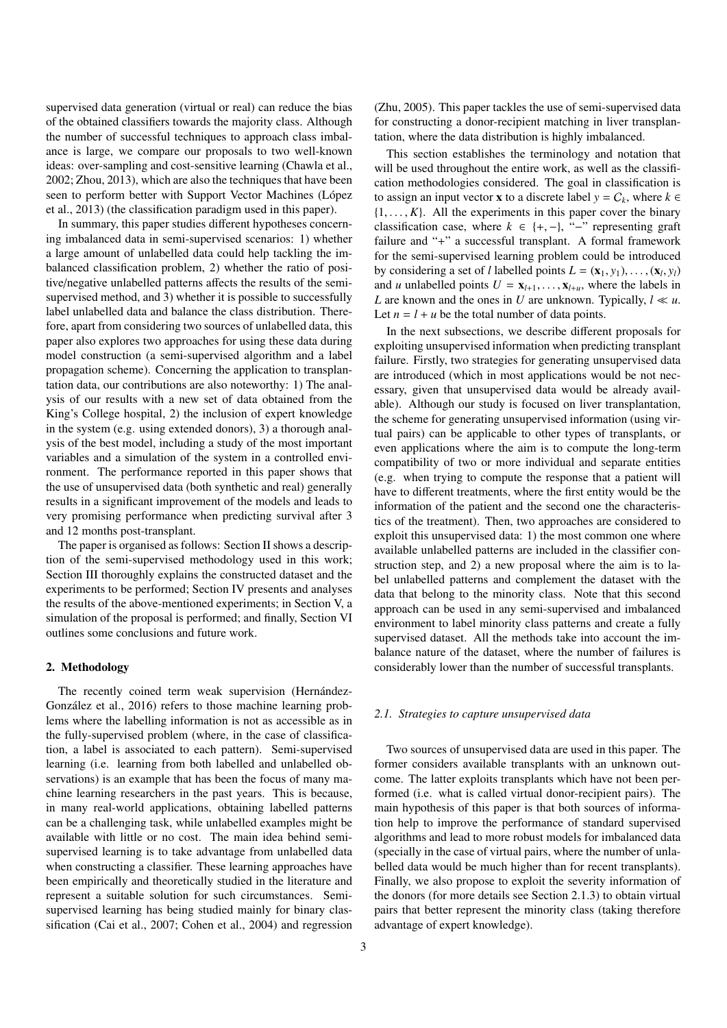supervised data generation (virtual or real) can reduce the bias of the obtained classifiers towards the majority class. Although the number of successful techniques to approach class imbalance is large, we compare our proposals to two well-known ideas: over-sampling and cost-sensitive learning (Chawla et al., 2002; Zhou, 2013), which are also the techniques that have been seen to perform better with Support Vector Machines (López et al., 2013) (the classification paradigm used in this paper).

In summary, this paper studies different hypotheses concerning imbalanced data in semi-supervised scenarios: 1) whether a large amount of unlabelled data could help tackling the imbalanced classification problem, 2) whether the ratio of positive/negative unlabelled patterns affects the results of the semi-supervised method, and 3) whether it is possible to successfully label unlabelled data and balance the class distribution. Therefore, apart from considering two sources of unlabelled data, this paper also explores two approaches for using these data during model construction (a semi-supervised algorithm and a label propagation scheme). Concerning the application to transplantation data, our contributions are also noteworthy: 1) The analysis of our results with a new set of data obtained from the King's College hospital, 2) the inclusion of expert knowledge in the system (e.g. using extended donors), 3) a thorough analysis of the best model, including a study of the most important variables and a simulation of the system in a controlled environment. The performance reported in this paper shows that the use of unsupervised data (both synthetic and real) generally results in a significant improvement of the models and leads to very promising performance when predicting survival after 3 and 12 months post-transplant.

The paper is organised as follows: Section II shows a description of the semi-supervised methodology used in this work; Section III thoroughly explains the constructed dataset and the experiments to be performed; Section IV presents and analyses the results of the above-mentioned experiments; in Section V, a simulation of the proposal is performed; and finally, Section VI outlines some conclusions and future work.

## 2. Methodology

The recently coined term weak supervision (Hernández-González et al., 2016) refers to those machine learning problems where the labelling information is not as accessible as in the fully-supervised problem (where, in the case of classification, a label is associated to each pattern). Semi-supervised learning (i.e. learning from both labelled and unlabelled observations) is an example that has been the focus of many machine learning researchers in the past years. This is because, in many real-world applications, obtaining labelled patterns can be a challenging task, while unlabelled examples might be available with little or no cost. The main idea behind semi-supervised learning is to take advantage from unlabelled data when constructing a classifier. These learning approaches have been empirically and theoretically studied in the literature and represent a suitable solution for such circumstances. Semi-supervised learning has being studied mainly for binary classification (Cai et al., 2007; Cohen et al., 2004) and regression (Zhu, 2005). This paper tackles the use of semi-supervised data for constructing a donor-recipient matching in liver transplantation, where the data distribution is highly imbalanced.

This section establishes the terminology and notation that will be used throughout the entire work, as well as the classification methodologies considered. The goal in classification is to assign an input vector $\mathbf{x}$ to a discrete label $y = C_k$, where $k \in \{1, \ldots, K\}$. All the experiments in this paper cover the binary classification case, where $k \in \{+, -\}$, "$-$" representing graft failure and "$+$" a successful transplant. A formal framework for the semi-supervised learning problem could be introduced by considering a set of $l$ labelled points $L = (\mathbf{x}_1, y_1), \ldots, (\mathbf{x}_l, y_l)$ and $u$ unlabelled points $U = \mathbf{x}_{l+1}, \ldots, \mathbf{x}_{l+u}$, where the labels in $L$ are known and the ones in $U$ are unknown. Typically, $l \ll u$. Let $n = l + u$ be the total number of data points.

In the next subsections, we describe different proposals for exploiting unsupervised information when predicting transplant failure. Firstly, two strategies for generating unsupervised data are introduced (which in most applications would be not necessary, given that unsupervised data would be already available). Although our study is focused on liver transplantation, the scheme for generating unsupervised information (using virtual pairs) can be applicable to other types of transplants, or even applications where the aim is to compute the long-term compatibility of two or more individual and separate entities (e.g. when trying to compute the response that a patient will have to different treatments, where the first entity would be the information of the patient and the second one the characteristics of the treatment). Then, two approaches are considered to exploit this unsupervised data: 1) the most common one where available unlabelled patterns are included in the classifier construction step, and 2) a new proposal where the aim is to label unlabelled patterns and complement the dataset with the data that belong to the minority class. Note that this second approach can be used in any semi-supervised and imbalanced environment to label minority class patterns and create a fully supervised dataset. All the methods take into account the imbalance nature of the dataset, where the number of failures is considerably lower than the number of successful transplants.

### 2.1. Strategies to capture unsupervised data

Two sources of unsupervised data are used in this paper. The former considers available transplants with an unknown outcome. The latter exploits transplants which have not been performed (i.e. what is called virtual donor-recipient pairs). The main hypothesis of this paper is that both sources of information help to improve the performance of standard supervised algorithms and lead to more robust models for imbalanced data (specially in the case of virtual pairs, where the number of unlabelled data would be much higher than for recent transplants). Finally, we also propose to exploit the severity information of the donors (for more details see Section 2.1.3) to obtain virtual pairs that better represent the minority class (taking therefore advantage of expert knowledge).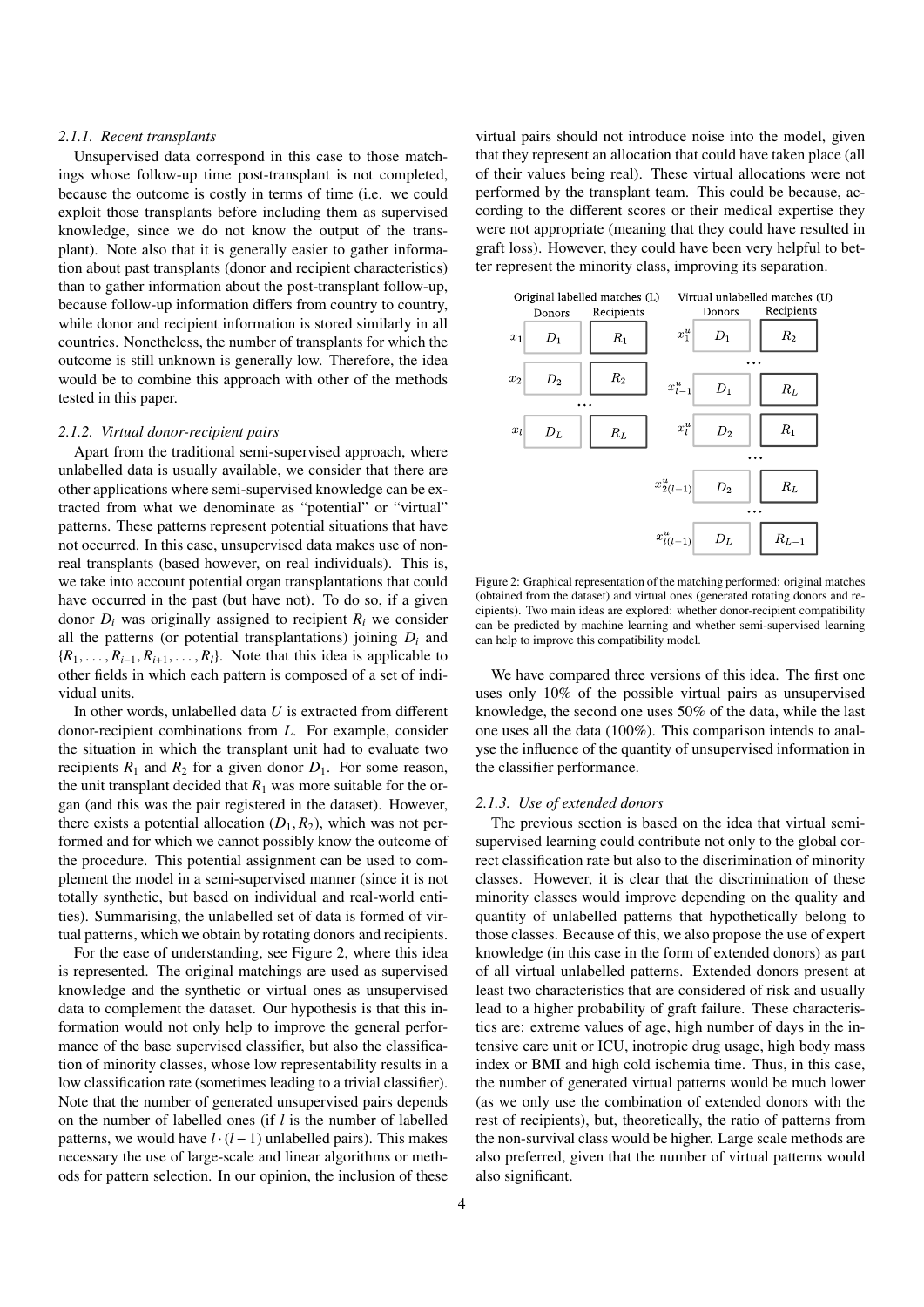#### 2.1.1. Recent transplants

Unsupervised data correspond in this case to those matchings whose follow-up time post-transplant is not completed, because the outcome is costly in terms of time (i.e. we could exploit those transplants before including them as supervised knowledge, since we do not know the output of the transplant). Note also that it is generally easier to gather information about past transplants (donor and recipient characteristics) than to gather information about the post-transplant follow-up, because follow-up information differs from country to country, while donor and recipient information is stored similarly in all countries. Nonetheless, the number of transplants for which the outcome is still unknown is generally low. Therefore, the idea would be to combine this approach with other of the methods tested in this paper.

#### 2.1.2. Virtual donor-recipient pairs

Apart from the traditional semi-supervised approach, where unlabelled data is usually available, we consider that there are other applications where semi-supervised knowledge can be extracted from what we denominate as "potential" or "virtual" patterns. These patterns represent potential situations that have not occurred. In this case, unsupervised data makes use of non-real transplants (based however, on real individuals). This is, we take into account potential organ transplantations that could have occurred in the past (but have not). To do so, if a given donor $D_i$ was originally assigned to recipient $R_i$ we consider all the patterns (or potential transplantations) joining $D_i$ and $\{R_1, \ldots, R_{i-1}, R_{i+1}, \ldots, R_l\}$. Note that this idea is applicable to other fields in which each pattern is composed of a set of individual units.

In other words, unlabelled data $U$ is extracted from different donor-recipient combinations from $L$. For example, consider the situation in which the transplant unit had to evaluate two recipients $R_1$ and $R_2$ for a given donor $D_1$. For some reason, the unit transplant decided that $R_1$ was more suitable for the organ (and this was the pair registered in the dataset). However, there exists a potential allocation $(D_1, R_2)$, which was not performed and for which we cannot possibly know the outcome of the procedure. This potential assignment can be used to complement the model in a semi-supervised manner (since it is not totally synthetic, but based on individual and real-world entities). Summarising, the unlabelled set of data is formed of virtual patterns, which we obtain by rotating donors and recipients.

For the ease of understanding, see Figure 2, where this idea is represented. The original matchings are used as supervised knowledge and the synthetic or virtual ones as unsupervised data to complement the dataset. Our hypothesis is that this information would not only help to improve the general performance of the base supervised classifier, but also the classification of minority classes, whose low representability results in a low classification rate (sometimes leading to a trivial classifier). Note that the number of generated unsupervised pairs depends on the number of labelled ones (if $l$ is the number of labelled patterns, we would have $l \cdot (l-1)$ unlabelled pairs). This makes necessary the use of large-scale and linear algorithms or methods for pattern selection. In our opinion, the inclusion of these virtual pairs should not introduce noise into the model, given that they represent an allocation that could have taken place (all of their values being real). These virtual allocations were not performed by the transplant team. This could be because, according to the different scores or their medical expertise they were not appropriate (meaning that they could have resulted in graft loss). However, they could have been very helpful to better represent the minority class, improving its separation.

| Original labelled matches (L) | Donors | Recipients | Virtual unlabelled matches (U) | Donors | Recipients |
|---|---|---|---|---|---|
| $x_1$ | $D_1$ | $R_1$ | $x_1^u$ | $D_1$ | $R_2$ |
| | | | ... | | |
| $x_2$ | $D_2$ | $R_2$ | $x_{l-1}^u$ | $D_1$ | $R_L$ |
| ... | | | $x_l^u$ | $D_2$ | $R_1$ |
| $x_l$ | $D_L$ | $R_L$ | ... | | |
| | | | $x_{2(l-1)}^u$ | $D_2$ | $R_L$ |
| | | | ... | | |
| | | | $x_{l(l-1)}^u$ | $D_L$ | $R_{L-1}$ |

Figure 2: Graphical representation of the matching performed: original matches (obtained from the dataset) and virtual ones (generated rotating donors and recipients). Two main ideas are explored: whether donor-recipient compatibility can be predicted by machine learning and whether semi-supervised learning can help to improve this compatibility model.

We have compared three versions of this idea. The first one uses only 10% of the possible virtual pairs as unsupervised knowledge, the second one uses 50% of the data, while the last one uses all the data (100%). This comparison intends to analyse the influence of the quantity of unsupervised information in the classifier performance.

#### 2.1.3. Use of extended donors

The previous section is based on the idea that virtual semi-supervised learning could contribute not only to the global correct classification rate but also to the discrimination of minority classes. However, it is clear that the discrimination of these minority classes would improve depending on the quality and quantity of unlabelled patterns that hypothetically belong to those classes. Because of this, we also propose the use of expert knowledge (in this case in the form of extended donors) as part of all virtual unlabelled patterns. Extended donors present at least two characteristics that are considered of risk and usually lead to a higher probability of graft failure. These characteristics are: extreme values of age, high number of days in the intensive care unit or ICU, inotropic drug usage, high body mass index or BMI and high cold ischemia time. Thus, in this case, the number of generated virtual patterns would be much lower (as we only use the combination of extended donors with the rest of recipients), but, theoretically, the ratio of patterns from the non-survival class would be higher. Large scale methods are also preferred, given that the number of virtual patterns would also significant.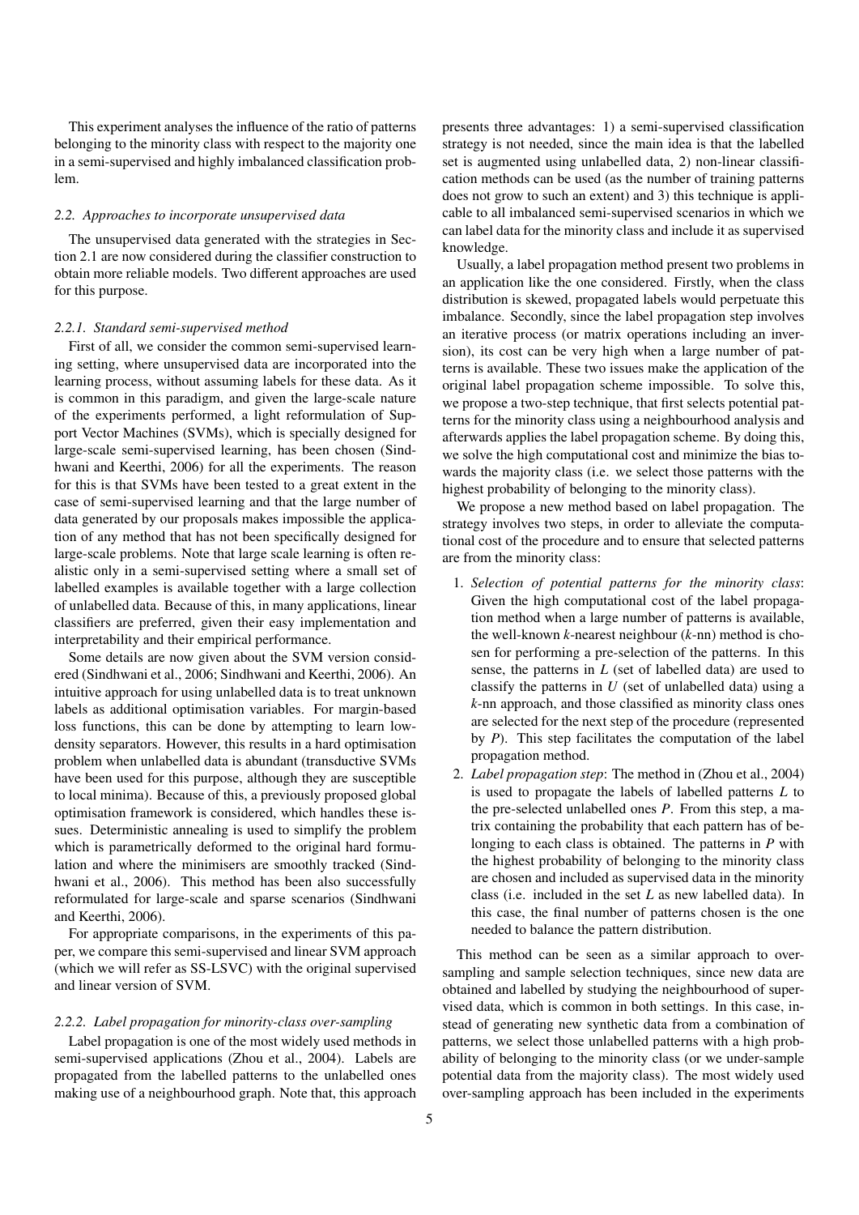This experiment analyses the influence of the ratio of patterns belonging to the minority class with respect to the majority one in a semi-supervised and highly imbalanced classification problem.

### 2.2. Approaches to incorporate unsupervised data

The unsupervised data generated with the strategies in Section 2.1 are now considered during the classifier construction to obtain more reliable models. Two different approaches are used for this purpose.

#### 2.2.1. Standard semi-supervised method

First of all, we consider the common semi-supervised learning setting, where unsupervised data are incorporated into the learning process, without assuming labels for these data. As it is common in this paradigm, and given the large-scale nature of the experiments performed, a light reformulation of Support Vector Machines (SVMs), which is specially designed for large-scale semi-supervised learning, has been chosen (Sindhwani and Keerthi, 2006) for all the experiments. The reason for this is that SVMs have been tested to a great extent in the case of semi-supervised learning and that the large number of data generated by our proposals makes impossible the application of any method that has not been specifically designed for large-scale problems. Note that large scale learning is often realistic only in a semi-supervised setting where a small set of labelled examples is available together with a large collection of unlabelled data. Because of this, in many applications, linear classifiers are preferred, given their easy implementation and interpretability and their empirical performance.

Some details are now given about the SVM version considered (Sindhwani et al., 2006; Sindhwani and Keerthi, 2006). An intuitive approach for using unlabelled data is to treat unknown labels as additional optimisation variables. For margin-based loss functions, this can be done by attempting to learn low-density separators. However, this results in a hard optimisation problem when unlabelled data is abundant (transductive SVMs have been used for this purpose, although they are susceptible to local minima). Because of this, a previously proposed global optimisation framework is considered, which handles these issues. Deterministic annealing is used to simplify the problem which is parametrically deformed to the original hard formulation and where the minimisers are smoothly tracked (Sindhwani et al., 2006). This method has been also successfully reformulated for large-scale and sparse scenarios (Sindhwani and Keerthi, 2006).

For appropriate comparisons, in the experiments of this paper, we compare this semi-supervised and linear SVM approach (which we will refer as SS-LSVC) with the original supervised and linear version of SVM.

#### 2.2.2. Label propagation for minority-class over-sampling

Label propagation is one of the most widely used methods in semi-supervised applications (Zhou et al., 2004). Labels are propagated from the labelled patterns to the unlabelled ones making use of a neighbourhood graph. Note that, this approach presents three advantages: 1) a semi-supervised classification strategy is not needed, since the main idea is that the labelled set is augmented using unlabelled data, 2) non-linear classification methods can be used (as the number of training patterns does not grow to such an extent) and 3) this technique is applicable to all imbalanced semi-supervised scenarios in which we can label data for the minority class and include it as supervised knowledge.

Usually, a label propagation method present two problems in an application like the one considered. Firstly, when the class distribution is skewed, propagated labels would perpetuate this imbalance. Secondly, since the label propagation step involves an iterative process (or matrix operations including an inversion), its cost can be very high when a large number of patterns is available. These two issues make the application of the original label propagation scheme impossible. To solve this, we propose a two-step technique, that first selects potential patterns for the minority class using a neighbourhood analysis and afterwards applies the label propagation scheme. By doing this, we solve the high computational cost and minimize the bias towards the majority class (i.e. we select those patterns with the highest probability of belonging to the minority class).

We propose a new method based on label propagation. The strategy involves two steps, in order to alleviate the computational cost of the procedure and to ensure that selected patterns are from the minority class:

1. *Selection of potential patterns for the minority class*: Given the high computational cost of the label propagation method when a large number of patterns is available, the well-known $k$-nearest neighbour ($k$-nn) method is chosen for performing a pre-selection of the patterns. In this sense, the patterns in $L$ (set of labelled data) are used to classify the patterns in $U$ (set of unlabelled data) using a $k$-nn approach, and those classified as minority class ones are selected for the next step of the procedure (represented by $P$). This step facilitates the computation of the label propagation method.
2. *Label propagation step*: The method in (Zhou et al., 2004) is used to propagate the labels of labelled patterns $L$ to the pre-selected unlabelled ones $P$. From this step, a matrix containing the probability that each pattern has of belonging to each class is obtained. The patterns in $P$ with the highest probability of belonging to the minority class are chosen and included as supervised data in the minority class (i.e. included in the set $L$ as new labelled data). In this case, the final number of patterns chosen is the one needed to balance the pattern distribution.

This method can be seen as a similar approach to over-sampling and sample selection techniques, since new data are obtained and labelled by studying the neighbourhood of supervised data, which is common in both settings. In this case, instead of generating new synthetic data from a combination of patterns, we select those unlabelled patterns with a high probability of belonging to the minority class (or we under-sample potential data from the majority class). The most widely used over-sampling approach has been included in the experiments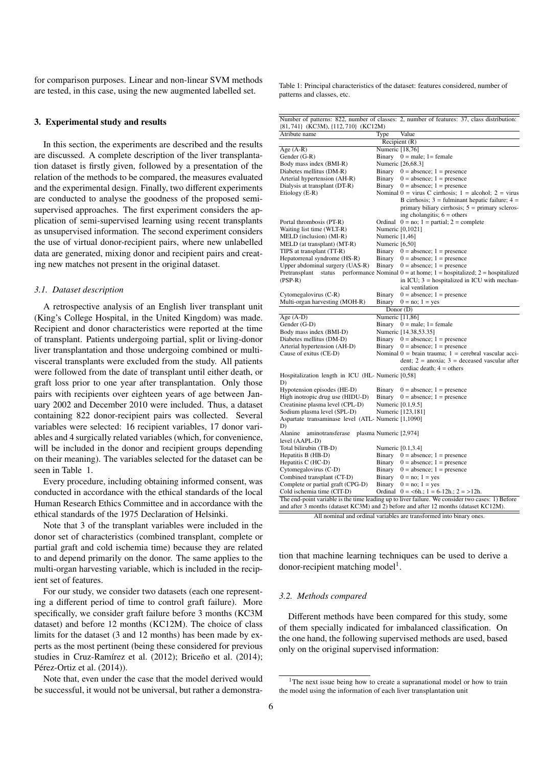for comparison purposes. Linear and non-linear SVM methods are tested, in this case, using the new augmented labelled set.

## 3. Experimental study and results

In this section, the experiments are described and the results are discussed. A complete description of the liver transplantation dataset is firstly given, followed by a presentation of the relation of the methods to be compared, the measures evaluated and the experimental design. Finally, two different experiments are conducted to analyse the goodness of the proposed semi-supervised approaches. The first experiment considers the application of semi-supervised learning using recent transplants as unsupervised information. The second experiment considers the use of virtual donor-recipient pairs, where new unlabelled data are generated, mixing donor and recipient pairs and creating new matches not present in the original dataset.

### 3.1. Dataset description

A retrospective analysis of an English liver transplant unit (King's College Hospital, in the United Kingdom) was made. Recipient and donor characteristics were reported at the time of transplant. Patients undergoing partial, split or living-donor liver transplantation and those undergoing combined or multi-visceral transplants were excluded from the study. All patients were followed from the date of transplant until either death, or graft loss prior to one year after transplantation. Only those pairs with recipients over eighteen years of age between January 2002 and December 2010 were included. Thus, a dataset containing 822 donor-recipient pairs was collected. Several variables were selected: 16 recipient variables, 17 donor variables and 4 surgically related variables (which, for convenience, will be included in the donor and recipient groups depending on their meaning). The variables selected for the dataset can be seen in Table 1.

Every procedure, including obtaining informed consent, was conducted in accordance with the ethical standards of the local Human Research Ethics Committee and in accordance with the ethical standards of the 1975 Declaration of Helsinki.

Note that 3 of the transplant variables were included in the donor set of characteristics (combined transplant, complete or partial graft and cold ischemia time) because they are related to and depend primarily on the donor. The same applies to the multi-organ harvesting variable, which is included in the recipient set of features.

For our study, we consider two datasets (each one representing a different period of time to control graft failure). More specifically, we consider graft failure before 3 months (KC3M dataset) and before 12 months (KC12M). The choice of class limits for the dataset (3 and 12 months) has been made by experts as the most pertinent (being these considered for previous studies in Cruz-Ramírez et al. (2012); Briceño et al. (2014); Pérez-Ortiz et al. (2014)).

Note that, even under the case that the model derived would be successful, it would not be universal, but rather a demonstration that machine learning techniques can be used to derive a donor-recipient matching model[1].

Table 1: Principal characteristics of the dataset: features considered, number of patterns and classes, etc.

Number of patterns: 822, number of classes: 2, number of features: 37, class distribution: {81, 741} (KC3M), {112, 710} (KC12M)

| Atribute name | Type | Value |
|---|---|---|
| **Recipient (R)** | | |
| Age (A-R) | Numeric | [18,76] |
| Gender (G-R) | Binary | 0 = male; 1= female |
| Body mass index (BMI-R) | Numeric | [26,68.3] |
| Diabetes mellitus (DM-R) | Binary | 0 = absence; 1 = presence |
| Arterial hypertension (AH-R) | Binary | 0 = absence; 1 = presence |
| Dialysis at transplant (DT-R) | Binary | 0 = absence; 1 = presence |
| Etiology (E-R) | Nominal | 0 = virus C cirrhosis; 1 = alcohol; 2 = virus B cirrhosis; 3 = fulminant hepatic failure; 4 = primary biliary cirrhosis; 5 = primary sclerosing cholangitis; 6 = others |
| Portal thrombosis (PT-R) | Ordinal | 0 = no; 1 = partial; 2 = complete |
| Waiting list time (WLT-R) | Numeric | [0,1021] |
| MELD (inclusion) (MI-R) | Numeric | [1,46] |
| MELD (at transplant) (MT-R) | Numeric | [6,50] |
| TIPS at transplant (TT-R) | Binary | 0 = absence; 1 = presence |
| Hepatorrenal syndrome (HS-R) | Binary | 0 = absence; 1 = presence |
| Upper abdominal surgery (UAS-R) | Binary | 0 = absence; 1 = presence |
| Pretransplant status performance (PSP-R) | Nominal | 0 = at home; 1 = hospitalized; 2 = hospitalized in ICU; 3 = hospitalized in ICU with mechanical ventilation |
| Cytomegalovirus (C-R) | Binary | 0 = absence; 1 = presence |
| Multi-organ harvesting (MOH-R) | Binary | 0 = no; 1 = yes |
| **Donor (D)** | | |
| Age (A-D) | Numeric | [11,86] |
| Gender (G-D) | Binary | 0 = male; 1= female |
| Body mass index (BMI-D) | Numeric | [14.38,53.35] |
| Diabetes mellitus (DM-D) | Binary | 0 = absence; 1 = presence |
| Arterial hypertension (AH-D) | Binary | 0 = absence; 1 = presence |
| Cause of exitus (CE-D) | Nominal | 0 = brain trauma; 1 = cerebral vascular accident; 2 = anoxia; 3 = deceased vascular after cerdiac death; 4 = others |
| Hospitalization length in ICU (HL-D) | Numeric | [0,58] |
| Hypotension episodes (HE-D) | Binary | 0 = absence; 1 = presence |
| High inotropic drug use (HIDU-D) | Binary | 0 = absence; 1 = presence |
| Creatinine plasma level (CPL-D) | Numeric | [0.1,9.5] |
| Sodium plasma level (SPL-D) | Numeric | [123,181] |
| Aspartate transaminase level (ATL-D) | Numeric | [1,1090] |
| Alanine aminotransferase plasma level (AAPL-D) | Numeric | [2,974] |
| Total bilirubin (TB-D) | Numeric | [0.1,3.4] |
| Hepatitis B (HB-D) | Binary | 0 = absence; 1 = presence |
| Hepatitis C (HC-D) | Binary | 0 = absence; 1 = presence |
| Cytomegalovirus (C-D) | Binary | 0 = absence; 1 = presence |
| Combined transplant (CT-D) | Binary | 0 = no; 1 = yes |
| Complete or partial graft (CPG-D) | Binary | 0 = no; 1 = yes |
| Cold ischemia time (CIT-D) | Ordinal | 0 = <6h.; 1 = 6-12h.; 2 = >12h. |

The end-point variable is the time leading up to liver failure. We consider two cases: 1) Before and after 3 months (dataset KC3M) and 2) before and after 12 months (dataset KC12M).

All nominal and ordinal variables are transformed into binary ones.

### 3.2. Methods compared

Different methods have been compared for this study, some of them specially indicated for imbalanced classification. On the one hand, the following supervised methods are used, based only on the original supervised information:

[1] The next issue being how to create a supranational model or how to train the model using the information of each liver transplantation unit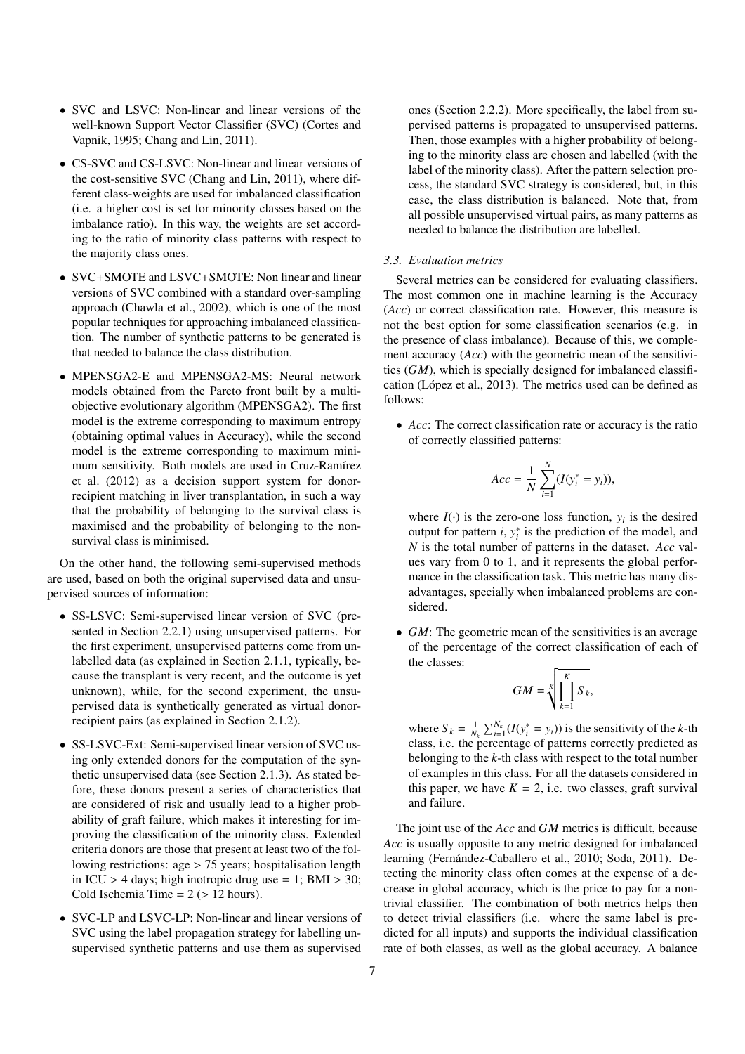- SVC and LSVC: Non-linear and linear versions of the well-known Support Vector Classifier (SVC) (Cortes and Vapnik, 1995; Chang and Lin, 2011).
- CS-SVC and CS-LSVC: Non-linear and linear versions of the cost-sensitive SVC (Chang and Lin, 2011), where different class-weights are used for imbalanced classification (i.e. a higher cost is set for minority classes based on the imbalance ratio). In this way, the weights are set according to the ratio of minority class patterns with respect to the majority class ones.
- SVC+SMOTE and LSVC+SMOTE: Non linear and linear versions of SVC combined with a standard over-sampling approach (Chawla et al., 2002), which is one of the most popular techniques for approaching imbalanced classification. The number of synthetic patterns to be generated is that needed to balance the class distribution.
- MPENSGA2-E and MPENSGA2-MS: Neural network models obtained from the Pareto front built by a multi-objective evolutionary algorithm (MPENSGA2). The first model is the extreme corresponding to maximum entropy (obtaining optimal values in Accuracy), while the second model is the extreme corresponding to maximum minimum sensitivity. Both models are used in Cruz-Ramírez et al. (2012) as a decision support system for donor-recipient matching in liver transplantation, in such a way that the probability of belonging to the survival class is maximised and the probability of belonging to the non-survival class is minimised.

On the other hand, the following semi-supervised methods are used, based on both the original supervised data and unsupervised sources of information:

- SS-LSVC: Semi-supervised linear version of SVC (presented in Section 2.2.1) using unsupervised patterns. For the first experiment, unsupervised patterns come from unlabelled data (as explained in Section 2.1.1, typically, because the transplant is very recent, and the outcome is yet unknown), while, for the second experiment, the unsupervised data is synthetically generated as virtual donor-recipient pairs (as explained in Section 2.1.2).
- SS-LSVC-Ext: Semi-supervised linear version of SVC using only extended donors for the computation of the synthetic unsupervised data (see Section 2.1.3). As stated before, these donors present a series of characteristics that are considered of risk and usually lead to a higher probability of graft failure, which makes it interesting for improving the classification of the minority class. Extended criteria donors are those that present at least two of the following restrictions: age > 75 years; hospitalisation length in ICU > 4 days; high inotropic drug use = 1; BMI > 30; Cold Ischemia Time = 2 (> 12 hours).
- SVC-LP and LSVC-LP: Non-linear and linear versions of SVC using the label propagation strategy for labelling unsupervised synthetic patterns and use them as supervised ones (Section 2.2.2). More specifically, the label from supervised patterns is propagated to unsupervised patterns. Then, those examples with a higher probability of belonging to the minority class are chosen and labelled (with the label of the minority class). After the pattern selection process, the standard SVC strategy is considered, but, in this case, the class distribution is balanced. Note that, from all possible unsupervised virtual pairs, as many patterns as needed to balance the distribution are labelled.

### 3.3. Evaluation metrics

Several metrics can be considered for evaluating classifiers. The most common one in machine learning is the Accuracy ($Acc$) or correct classification rate. However, this measure is not the best option for some classification scenarios (e.g. in the presence of class imbalance). Because of this, we complement accuracy ($Acc$) with the geometric mean of the sensitivities ($GM$), which is specially designed for imbalanced classification (López et al., 2013). The metrics used can be defined as follows:

- $Acc$: The correct classification rate or accuracy is the ratio of correctly classified patterns:

$$Acc = \frac{1}{N}\sum_{i=1}^{N}(I(y_i^* = y_i)),$$

  where $I(\cdot)$ is the zero-one loss function, $y_i$ is the desired output for pattern $i$, $y_i^*$ is the prediction of the model, and $N$ is the total number of patterns in the dataset. $Acc$ values vary from 0 to 1, and it represents the global performance in the classification task. This metric has many disadvantages, specially when imbalanced problems are considered.

- $GM$: The geometric mean of the sensitivities is an average of the percentage of the correct classification of each of the classes:

$$GM = \sqrt[K]{\prod_{k=1}^{K} S_k},$$

  where $S_k = \frac{1}{N_k}\sum_{i=1}^{N_k}(I(y_i^* = y_i))$ is the sensitivity of the $k$-th class, i.e. the percentage of patterns correctly predicted as belonging to the $k$-th class with respect to the total number of examples in this class. For all the datasets considered in this paper, we have $K = 2$, i.e. two classes, graft survival and failure.

The joint use of the $Acc$ and $GM$ metrics is difficult, because $Acc$ is usually opposite to any metric designed for imbalanced learning (Fernández-Caballero et al., 2010; Soda, 2011). Detecting the minority class often comes at the expense of a decrease in global accuracy, which is the price to pay for a non-trivial classifier. The combination of both metrics helps then to detect trivial classifiers (i.e. where the same label is predicted for all inputs) and supports the individual classification rate of both classes, as well as the global accuracy. A balance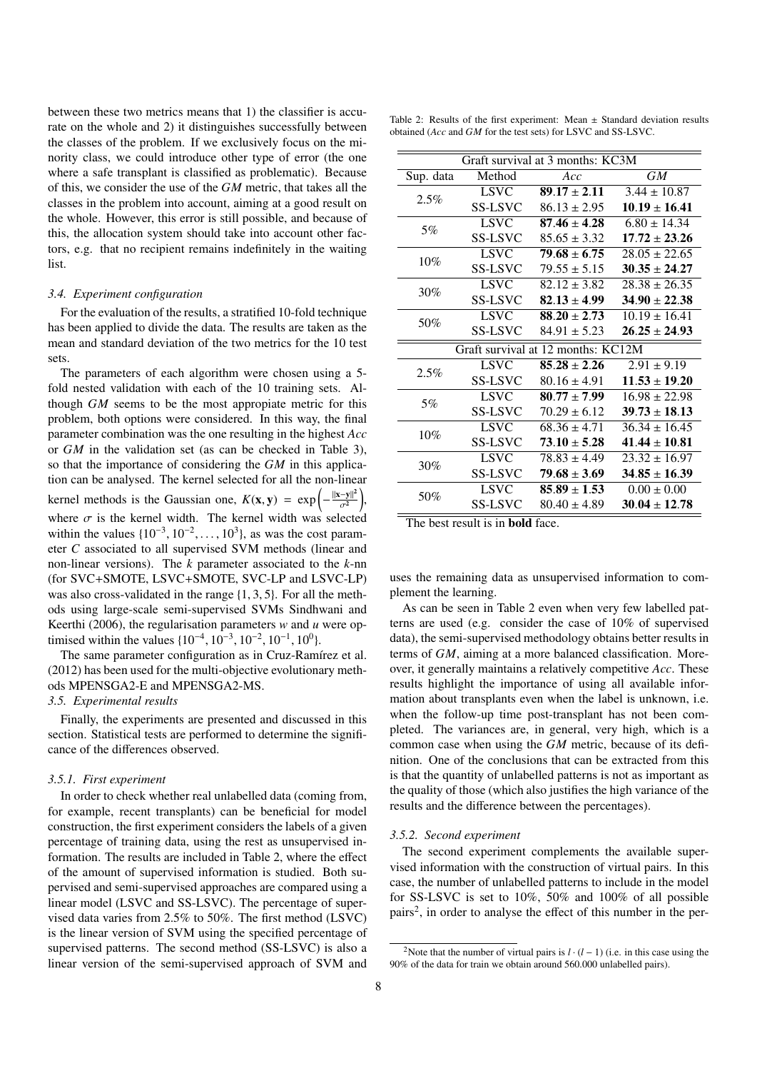between these two metrics means that 1) the classifier is accurate on the whole and 2) it distinguishes successfully between the classes of the problem. If we exclusively focus on the minority class, we could introduce other type of error (the one where a safe transplant is classified as problematic). Because of this, we consider the use of the *GM* metric, that takes all the classes in the problem into account, aiming at a good result on the whole. However, this error is still possible, and because of this, the allocation system should take into account other factors, e.g. that no recipient remains indefinitely in the waiting list.

### *3.4. Experiment configuration*

For the evaluation of the results, a stratified 10-fold technique has been applied to divide the data. The results are taken as the mean and standard deviation of the two metrics for the 10 test sets.

The parameters of each algorithm were chosen using a 5-fold nested validation with each of the 10 training sets. Although *GM* seems to be the most appropiate metric for this problem, both options were considered. In this way, the final parameter combination was the one resulting in the highest *Acc* or *GM* in the validation set (as can be checked in Table 3), so that the importance of considering the *GM* in this application can be analysed. The kernel selected for all the non-linear kernel methods is the Gaussian one, $K(\mathbf{x}, \mathbf{y}) = \exp\left(-\frac{\|\mathbf{x}-\mathbf{y}\|^2}{\sigma^2}\right)$, where $\sigma$ is the kernel width. The kernel width was selected within the values $\{10^{-3}, 10^{-2}, \dots, 10^{3}\}$, as was the cost parameter $C$ associated to all supervised SVM methods (linear and non-linear versions). The $k$ parameter associated to the $k$-nn (for SVC+SMOTE, LSVC+SMOTE, SVC-LP and LSVC-LP) was also cross-validated in the range $\{1, 3, 5\}$. For all the methods using large-scale semi-supervised SVMs Sindhwani and Keerthi (2006), the regularisation parameters $w$ and $u$ were optimised within the values $\{10^{-4}, 10^{-3}, 10^{-2}, 10^{-1}, 10^{0}\}$.

The same parameter configuration as in Cruz-Ramírez et al. (2012) has been used for the multi-objective evolutionary methods MPENSGA2-E and MPENSGA2-MS.

### *3.5. Experimental results*

Finally, the experiments are presented and discussed in this section. Statistical tests are performed to determine the significance of the differences observed.

#### *3.5.1. First experiment*

In order to check whether real unlabelled data (coming from, for example, recent transplants) can be beneficial for model construction, the first experiment considers the labels of a given percentage of training data, using the rest as unsupervised information. The results are included in Table 2, where the effect of the amount of supervised information is studied. Both supervised and semi-supervised approaches are compared using a linear model (LSVC and SS-LSVC). The percentage of supervised data varies from 2.5% to 50%. The first method (LSVC) is the linear version of SVM using the specified percentage of supervised patterns. The second method (SS-LSVC) is also a linear version of the semi-supervised approach of SVM and uses the remaining data as unsupervised information to complement the learning.

Table 2: Results of the first experiment: Mean ± Standard deviation results obtained (*Acc* and *GM* for the test sets) for LSVC and SS-LSVC.

| Sup. data | Method | *Acc* | *GM* |
|---|---|---|---|
| **Graft survival at 3 months: KC3M** | | | |
| 2.5% | LSVC | **89.17 ± 2.11** | 3.44 ± 10.87 |
| | SS-LSVC | 86.13 ± 2.95 | **10.19 ± 16.41** |
| 5% | LSVC | **87.46 ± 4.28** | 6.80 ± 14.34 |
| | SS-LSVC | 85.65 ± 3.32 | **17.72 ± 23.26** |
| 10% | LSVC | **79.68 ± 6.75** | 28.05 ± 22.65 |
| | SS-LSVC | 79.55 ± 5.15 | **30.35 ± 24.27** |
| 30% | LSVC | 82.12 ± 3.82 | 28.38 ± 26.35 |
| | SS-LSVC | **82.13 ± 4.99** | **34.90 ± 22.38** |
| 50% | LSVC | **88.20 ± 2.73** | 10.19 ± 16.41 |
| | SS-LSVC | 84.91 ± 5.23 | **26.25 ± 24.93** |
| **Graft survival at 12 months: KC12M** | | | |
| 2.5% | LSVC | **85.28 ± 2.26** | 2.91 ± 9.19 |
| | SS-LSVC | 80.16 ± 4.91 | **11.53 ± 19.20** |
| 5% | LSVC | **80.77 ± 7.99** | 16.98 ± 22.98 |
| | SS-LSVC | 70.29 ± 6.12 | **39.73 ± 18.13** |
| 10% | LSVC | 68.36 ± 4.71 | 36.34 ± 16.45 |
| | SS-LSVC | **73.10 ± 5.28** | **41.44 ± 10.81** |
| 30% | LSVC | 78.83 ± 4.49 | 23.32 ± 16.97 |
| | SS-LSVC | **79.68 ± 3.69** | **34.85 ± 16.39** |
| 50% | LSVC | **85.89 ± 1.53** | 0.00 ± 0.00 |
| | SS-LSVC | 80.40 ± 4.89 | **30.04 ± 12.78** |

The best result is in **bold** face.

As can be seen in Table 2 even when very few labelled patterns are used (e.g. consider the case of 10% of supervised data), the semi-supervised methodology obtains better results in terms of *GM*, aiming at a more balanced classification. Moreover, it generally maintains a relatively competitive *Acc*. These results highlight the importance of using all available information about transplants even when the label is unknown, i.e. when the follow-up time post-transplant has not been completed. The variances are, in general, very high, which is a common case when using the *GM* metric, because of its definition. One of the conclusions that can be extracted from this is that the quantity of unlabelled patterns is not as important as the quality of those (which also justifies the high variance of the results and the difference between the percentages).

#### *3.5.2. Second experiment*

The second experiment complements the available supervised information with the construction of virtual pairs. In this case, the number of unlabelled patterns to include in the model for SS-LSVC is set to 10%, 50% and 100% of all possible pairs[2], in order to analyse the effect of this number in the per-

[2]Note that the number of virtual pairs is $l \cdot (l-1)$ (i.e. in this case using the 90% of the data for train we obtain around 560.000 unlabelled pairs).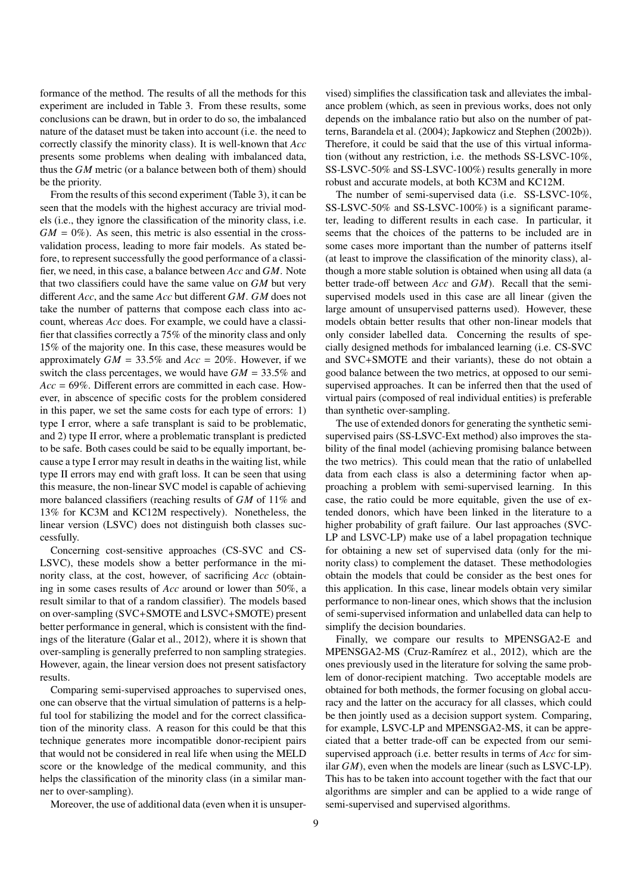formance of the method. The results of all the methods for this experiment are included in Table 3. From these results, some conclusions can be drawn, but in order to do so, the imbalanced nature of the dataset must be taken into account (i.e. the need to correctly classify the minority class). It is well-known that $Acc$ presents some problems when dealing with imbalanced data, thus the $GM$ metric (or a balance between both of them) should be the priority.

From the results of this second experiment (Table 3), it can be seen that the models with the highest accuracy are trivial models (i.e., they ignore the classification of the minority class, i.e. $GM = 0\%$). As seen, this metric is also essential in the cross-validation process, leading to more fair models. As stated before, to represent successfully the good performance of a classifier, we need, in this case, a balance between $Acc$ and $GM$. Note that two classifiers could have the same value on $GM$ but very different $Acc$, and the same $Acc$ but different $GM$. $GM$ does not take the number of patterns that compose each class into account, whereas $Acc$ does. For example, we could have a classifier that classifies correctly a 75% of the minority class and only 15% of the majority one. In this case, these measures would be approximately $GM = 33.5\%$ and $Acc = 20\%$. However, if we switch the class percentages, we would have $GM = 33.5\%$ and $Acc = 69\%$. Different errors are committed in each case. However, in abscence of specific costs for the problem considered in this paper, we set the same costs for each type of errors: 1) type I error, where a safe transplant is said to be problematic, and 2) type II error, where a problematic transplant is predicted to be safe. Both cases could be said to be equally important, because a type I error may result in deaths in the waiting list, while type II errors may end with graft loss. It can be seen that using this measure, the non-linear SVC model is capable of achieving more balanced classifiers (reaching results of $GM$ of 11% and 13% for KC3M and KC12M respectively). Nonetheless, the linear version (LSVC) does not distinguish both classes successfully.

Concerning cost-sensitive approaches (CS-SVC and CS-LSVC), these models show a better performance in the minority class, at the cost, however, of sacrificing $Acc$ (obtaining in some cases results of $Acc$ around or lower than 50%, a result similar to that of a random classifier). The models based on over-sampling (SVC+SMOTE and LSVC+SMOTE) present better performance in general, which is consistent with the findings of the literature (Galar et al., 2012), where it is shown that over-sampling is generally preferred to non sampling strategies. However, again, the linear version does not present satisfactory results.

Comparing semi-supervised approaches to supervised ones, one can observe that the virtual simulation of patterns is a helpful tool for stabilizing the model and for the correct classification of the minority class. A reason for this could be that this technique generates more incompatible donor-recipient pairs that would not be considered in real life when using the MELD score or the knowledge of the medical community, and this helps the classification of the minority class (in a similar manner to over-sampling).

Moreover, the use of additional data (even when it is unsupervised) simplifies the classification task and alleviates the imbalance problem (which, as seen in previous works, does not only depends on the imbalance ratio but also on the number of patterns, Barandela et al. (2004); Japkowicz and Stephen (2002b)). Therefore, it could be said that the use of this virtual information (without any restriction, i.e. the methods SS-LSVC-10%, SS-LSVC-50% and SS-LSVC-100%) results generally in more robust and accurate models, at both KC3M and KC12M.

The number of semi-supervised data (i.e. SS-LSVC-10%, SS-LSVC-50% and SS-LSVC-100%) is a significant parameter, leading to different results in each case. In particular, it seems that the choices of the patterns to be included are in some cases more important than the number of patterns itself (at least to improve the classification of the minority class), although a more stable solution is obtained when using all data (a better trade-off between $Acc$ and $GM$). Recall that the semi-supervised models used in this case are all linear (given the large amount of unsupervised patterns used). However, these models obtain better results that other non-linear models that only consider labelled data. Concerning the results of specially designed methods for imbalanced learning (i.e. CS-SVC and SVC+SMOTE and their variants), these do not obtain a good balance between the two metrics, at opposed to our semi-supervised approaches. It can be inferred then that the used of virtual pairs (composed of real individual entities) is preferable than synthetic over-sampling.

The use of extended donors for generating the synthetic semi-supervised pairs (SS-LSVC-Ext method) also improves the stability of the final model (achieving promising balance between the two metrics). This could mean that the ratio of unlabelled data from each class is also a determining factor when approaching a problem with semi-supervised learning. In this case, the ratio could be more equitable, given the use of extended donors, which have been linked in the literature to a higher probability of graft failure. Our last approaches (SVC-LP and LSVC-LP) make use of a label propagation technique for obtaining a new set of supervised data (only for the minority class) to complement the dataset. These methodologies obtain the models that could be consider as the best ones for this application. In this case, linear models obtain very similar performance to non-linear ones, which shows that the inclusion of semi-supervised information and unlabelled data can help to simplify the decision boundaries.

Finally, we compare our results to MPENSGA2-E and MPENSGA2-MS (Cruz-Ramírez et al., 2012), which are the ones previously used in the literature for solving the same problem of donor-recipient matching. Two acceptable models are obtained for both methods, the former focusing on global accuracy and the latter on the accuracy for all classes, which could be then jointly used as a decision support system. Comparing, for example, LSVC-LP and MPENSGA2-MS, it can be appreciated that a better trade-off can be expected from our semi-supervised approach (i.e. better results in terms of $Acc$ for similar $GM$), even when the models are linear (such as LSVC-LP). This has to be taken into account together with the fact that our algorithms are simpler and can be applied to a wide range of semi-supervised and supervised algorithms.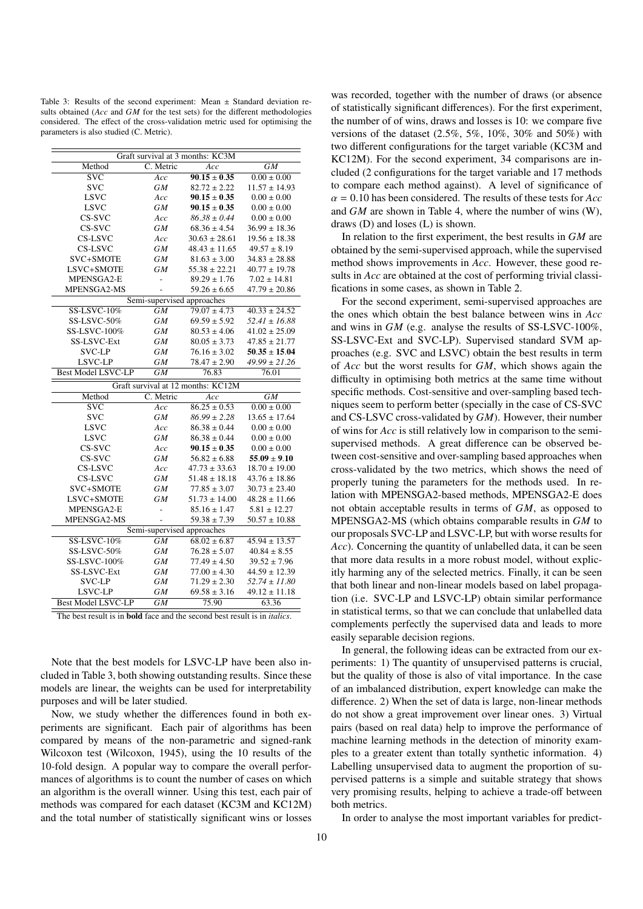Table 3: Results of the second experiment: Mean ± Standard deviation results obtained (*Acc* and *GM* for the test sets) for the different methodologies considered. The effect of the cross-validation metric used for optimising the parameters is also studied (C. Metric).

| Graft survival at 3 months: KC3M | | | |
|---|---|---|---|
| Method | C. Metric | *Acc* | *GM* |
| SVC | *Acc* | **90.15 ± 0.35** | 0.00 ± 0.00 |
| SVC | *GM* | 82.72 ± 2.22 | 11.57 ± 14.93 |
| LSVC | *Acc* | **90.15 ± 0.35** | 0.00 ± 0.00 |
| LSVC | *GM* | **90.15 ± 0.35** | 0.00 ± 0.00 |
| CS-SVC | *Acc* | *86.38 ± 0.44* | 0.00 ± 0.00 |
| CS-SVC | *GM* | 68.36 ± 4.54 | 36.99 ± 18.36 |
| CS-LSVC | *Acc* | 30.63 ± 28.61 | 19.56 ± 18.38 |
| CS-LSVC | *GM* | 48.43 ± 11.65 | 49.57 ± 8.19 |
| SVC+SMOTE | *GM* | 81.63 ± 3.00 | 34.83 ± 28.88 |
| LSVC+SMOTE | *GM* | 55.38 ± 22.21 | 40.77 ± 19.78 |
| MPENSGA2-E | - | 89.29 ± 1.76 | 7.02 ± 14.81 |
| MPENSGA2-MS | - | 59.26 ± 6.65 | 47.79 ± 20.86 |
| Semi-supervised approaches | | | |
| SS-LSVC-10% | *GM* | 79.07 ± 4.73 | 40.33 ± 24.52 |
| SS-LSVC-50% | *GM* | 69.59 ± 5.92 | *52.41 ± 16.88* |
| SS-LSVC-100% | *GM* | 80.53 ± 4.06 | 41.02 ± 25.09 |
| SS-LSVC-Ext | *GM* | 80.05 ± 3.73 | 47.85 ± 21.77 |
| SVC-LP | *GM* | 76.16 ± 3.02 | **50.35 ± 15.04** |
| LSVC-LP | *GM* | 78.47 ± 2.90 | *49.99 ± 21.26* |
| Best Model LSVC-LP | *GM* | 76.83 | 76.01 |
| Graft survival at 12 months: KC12M | | | |
| Method | C. Metric | *Acc* | *GM* |
| SVC | *Acc* | 86.25 ± 0.53 | 0.00 ± 0.00 |
| SVC | *GM* | *86.99 ± 2.28* | 13.65 ± 17.64 |
| LSVC | *Acc* | 86.38 ± 0.44 | 0.00 ± 0.00 |
| LSVC | *GM* | 86.38 ± 0.44 | 0.00 ± 0.00 |
| CS-SVC | *Acc* | **90.15 ± 0.35** | 0.00 ± 0.00 |
| CS-SVC | *GM* | 56.82 ± 6.88 | **55.09 ± 9.10** |
| CS-LSVC | *Acc* | 47.73 ± 33.63 | 18.70 ± 19.00 |
| CS-LSVC | *GM* | 51.48 ± 18.18 | 43.76 ± 18.86 |
| SVC+SMOTE | *GM* | 77.85 ± 3.07 | 30.73 ± 23.40 |
| LSVC+SMOTE | *GM* | 51.73 ± 14.00 | 48.28 ± 11.66 |
| MPENSGA2-E | - | 85.16 ± 1.47 | 5.81 ± 12.27 |
| MPENSGA2-MS | - | 59.38 ± 7.39 | 50.57 ± 10.88 |
| Semi-supervised approaches | | | |
| SS-LSVC-10% | *GM* | 68.02 ± 6.87 | 45.94 ± 13.57 |
| SS-LSVC-50% | *GM* | 76.28 ± 5.07 | 40.84 ± 8.55 |
| SS-LSVC-100% | *GM* | 77.49 ± 4.50 | 39.52 ± 7.96 |
| SS-LSVC-Ext | *GM* | 77.00 ± 4.30 | 44.59 ± 12.39 |
| SVC-LP | *GM* | 71.29 ± 2.30 | *52.74 ± 11.80* |
| LSVC-LP | *GM* | 69.58 ± 3.16 | 49.12 ± 11.18 |
| Best Model LSVC-LP | *GM* | 75.90 | 63.36 |

The best result is in **bold** face and the second best result is in *italics*.

Note that the best models for LSVC-LP have been also included in Table 3, both showing outstanding results. Since these models are linear, the weights can be used for interpretability purposes and will be later studied.

Now, we study whether the differences found in both experiments are significant. Each pair of algorithms has been compared by means of the non-parametric and signed-rank Wilcoxon test (Wilcoxon, 1945), using the 10 results of the 10-fold design. A popular way to compare the overall performances of algorithms is to count the number of cases on which an algorithm is the overall winner. Using this test, each pair of methods was compared for each dataset (KC3M and KC12M) and the total number of statistically significant wins or losses was recorded, together with the number of draws (or absence of statistically significant differences). For the first experiment, the number of of wins, draws and losses is 10: we compare five versions of the dataset (2.5%, 5%, 10%, 30% and 50%) with two different configurations for the target variable (KC3M and KC12M). For the second experiment, 34 comparisons are included (2 configurations for the target variable and 17 methods to compare each method against). A level of significance of $\alpha = 0.10$ has been considered. The results of these tests for *Acc* and *GM* are shown in Table 4, where the number of wins (W), draws (D) and loses (L) is shown.

In relation to the first experiment, the best results in *GM* are obtained by the semi-supervised approach, while the supervised method shows improvements in *Acc*. However, these good results in *Acc* are obtained at the cost of performing trivial classifications in some cases, as shown in Table 2.

For the second experiment, semi-supervised approaches are the ones which obtain the best balance between wins in *Acc* and wins in *GM* (e.g. analyse the results of SS-LSVC-100%, SS-LSVC-Ext and SVC-LP). Supervised standard SVM approaches (e.g. SVC and LSVC) obtain the best results in term of *Acc* but the worst results for *GM*, which shows again the difficulty in optimising both metrics at the same time without specific methods. Cost-sensitive and over-sampling based techniques seem to perform better (specially in the case of CS-SVC and CS-LSVC cross-validated by *GM*). However, their number of wins for *Acc* is still relatively low in comparison to the semi-supervised methods. A great difference can be observed between cost-sensitive and over-sampling based approaches when cross-validated by the two metrics, which shows the need of properly tuning the parameters for the methods used. In relation with MPENSGA2-based methods, MPENSGA2-E does not obtain acceptable results in terms of *GM*, as opposed to MPENSGA2-MS (which obtains comparable results in *GM* to our proposals SVC-LP and LSVC-LP, but with worse results for *Acc*). Concerning the quantity of unlabelled data, it can be seen that more data results in a more robust model, without explicitly harming any of the selected metrics. Finally, it can be seen that both linear and non-linear models based on label propagation (i.e. SVC-LP and LSVC-LP) obtain similar performance in statistical terms, so that we can conclude that unlabelled data complements perfectly the supervised data and leads to more easily separable decision regions.

In general, the following ideas can be extracted from our experiments: 1) The quantity of unsupervised patterns is crucial, but the quality of those is also of vital importance. In the case of an imbalanced distribution, expert knowledge can make the difference. 2) When the set of data is large, non-linear methods do not show a great improvement over linear ones. 3) Virtual pairs (based on real data) help to improve the performance of machine learning methods in the detection of minority examples to a greater extent than totally synthetic information. 4) Labelling unsupervised data to augment the proportion of supervised patterns is a simple and suitable strategy that shows very promising results, helping to achieve a trade-off between both metrics.

In order to analyse the most important variables for predict-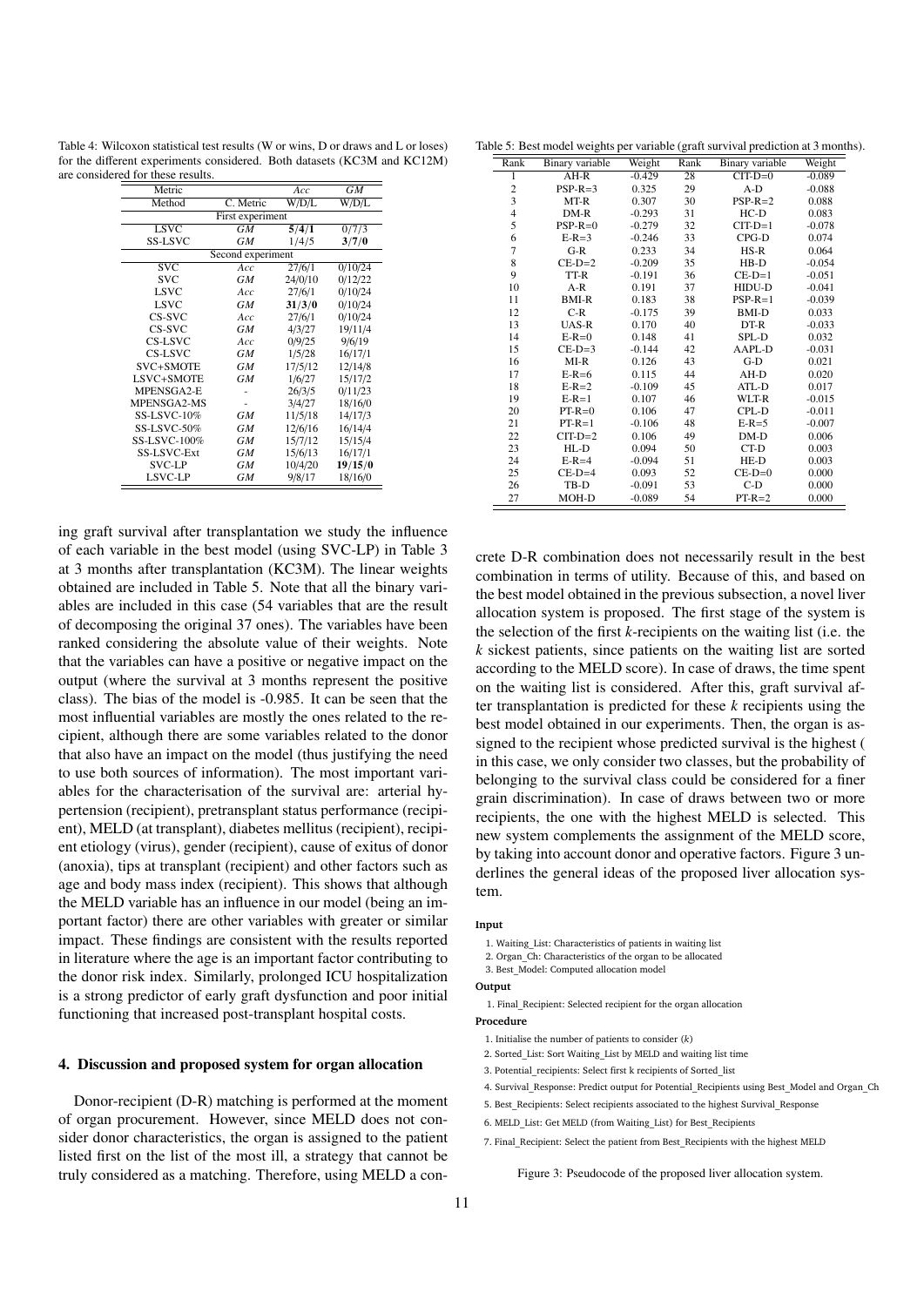Table 4: Wilcoxon statistical test results (W or wins, D or draws and L or loses) for the different experiments considered. Both datasets (KC3M and KC12M) are considered for these results.

| Metric | | *Acc* | *GM* |
|---|---|---|---|
| Method | C. Metric | W/D/L | W/D/L |
| First experiment | | | |
| LSVC | *GM* | **5/4/1** | 0/7/3 |
| SS-LSVC | *GM* | 1/4/5 | **3/7/0** |
| Second experiment | | | |
| SVC | *Acc* | 27/6/1 | 0/10/24 |
| SVC | *GM* | 24/0/10 | 0/12/22 |
| LSVC | *Acc* | 27/6/1 | 0/10/24 |
| LSVC | *GM* | **31/3/0** | 0/10/24 |
| CS-SVC | *Acc* | 27/6/1 | 0/10/24 |
| CS-SVC | *GM* | 4/3/27 | 19/11/4 |
| CS-LSVC | *Acc* | 0/9/25 | 9/6/19 |
| CS-LSVC | *GM* | 1/5/28 | 16/17/1 |
| SVC+SMOTE | *GM* | 17/5/12 | 12/14/8 |
| LSVC+SMOTE | *GM* | 1/6/27 | 15/17/2 |
| MPENSGA2-E | - | 26/3/5 | 0/11/23 |
| MPENSGA2-MS | - | 3/4/27 | 18/16/0 |
| SS-LSVC-10% | *GM* | 11/5/18 | 14/17/3 |
| SS-LSVC-50% | *GM* | 12/6/16 | 16/14/4 |
| SS-LSVC-100% | *GM* | 15/7/12 | 15/15/4 |
| SS-LSVC-Ext | *GM* | 15/6/13 | 16/17/1 |
| SVC-LP | *GM* | 10/4/20 | **19/15/0** |
| LSVC-LP | *GM* | 9/8/17 | 18/16/0 |

Table 5: Best model weights per variable (graft survival prediction at 3 months).

| Rank | Binary variable | Weight | Rank | Binary variable | Weight |
|---|---|---|---|---|---|
| 1 | AH-R | -0.429 | 28 | CIT-D=0 | -0.089 |
| 2 | PSP-R=3 | 0.325 | 29 | A-D | -0.088 |
| 3 | MT-R | 0.307 | 30 | PSP-R=2 | 0.088 |
| 4 | DM-R | -0.293 | 31 | HC-D | 0.083 |
| 5 | PSP-R=0 | -0.279 | 32 | CIT-D=1 | -0.078 |
| 6 | E-R=3 | -0.246 | 33 | CPG-D | 0.074 |
| 7 | G-R | 0.233 | 34 | HS-R | 0.064 |
| 8 | CE-D=2 | -0.209 | 35 | HB-D | -0.054 |
| 9 | TT-R | -0.191 | 36 | CE-D=1 | -0.051 |
| 10 | A-R | 0.191 | 37 | HIDU-D | -0.041 |
| 11 | BMI-R | 0.183 | 38 | PSP-R=1 | -0.039 |
| 12 | C-R | -0.175 | 39 | BMI-D | 0.033 |
| 13 | UAS-R | 0.170 | 40 | DT-R | -0.033 |
| 14 | E-R=0 | 0.148 | 41 | SPL-D | 0.032 |
| 15 | CE-D=3 | -0.144 | 42 | AAPL-D | -0.031 |
| 16 | MI-R | 0.126 | 43 | G-D | 0.021 |
| 17 | E-R=6 | 0.115 | 44 | AH-D | 0.020 |
| 18 | E-R=2 | -0.109 | 45 | ATL-D | 0.017 |
| 19 | E-R=1 | 0.107 | 46 | WLT-R | -0.015 |
| 20 | PT-R=0 | 0.106 | 47 | CPL-D | -0.011 |
| 21 | PT-R=1 | -0.106 | 48 | E-R=5 | -0.007 |
| 22 | CIT-D=2 | 0.106 | 49 | DM-D | 0.006 |
| 23 | HL-D | 0.094 | 50 | CT-D | 0.003 |
| 24 | E-R=4 | -0.094 | 51 | HE-D | 0.003 |
| 25 | CE-D=4 | 0.093 | 52 | CE-D=0 | 0.000 |
| 26 | TB-D | -0.091 | 53 | C-D | 0.000 |
| 27 | MOH-D | -0.089 | 54 | PT-R=2 | 0.000 |

ing graft survival after transplantation we study the influence of each variable in the best model (using SVC-LP) in Table 3 at 3 months after transplantation (KC3M). The linear weights obtained are included in Table 5. Note that all the binary variables are included in this case (54 variables that are the result of decomposing the original 37 ones). The variables have been ranked considering the absolute value of their weights. Note that the variables can have a positive or negative impact on the output (where the survival at 3 months represent the positive class). The bias of the model is -0.985. It can be seen that the most influential variables are mostly the ones related to the recipient, although there are some variables related to the donor that also have an impact on the model (thus justifying the need to use both sources of information). The most important variables for the characterisation of the survival are: arterial hypertension (recipient), pretransplant status performance (recipient), MELD (at transplant), diabetes mellitus (recipient), recipient etiology (virus), gender (recipient), cause of exitus of donor (anoxia), tips at transplant (recipient) and other factors such as age and body mass index (recipient). This shows that although the MELD variable has an influence in our model (being an important factor) there are other variables with greater or similar impact. These findings are consistent with the results reported in literature where the age is an important factor contributing to the donor risk index. Similarly, prolonged ICU hospitalization is a strong predictor of early graft dysfunction and poor initial functioning that increased post-transplant hospital costs.

## 4. Discussion and proposed system for organ allocation

Donor-recipient (D-R) matching is performed at the moment of organ procurement. However, since MELD does not consider donor characteristics, the organ is assigned to the patient listed first on the list of the most ill, a strategy that cannot be truly considered as a matching. Therefore, using MELD a concrete D-R combination does not necessarily result in the best combination in terms of utility. Because of this, and based on the best model obtained in the previous subsection, a novel liver allocation system is proposed. The first stage of the system is the selection of the first *k*-recipients on the waiting list (i.e. the *k* sickest patients, since patients on the waiting list are sorted according to the MELD score). In case of draws, the time spent on the waiting list is considered. After this, graft survival after transplantation is predicted for these *k* recipients using the best model obtained in our experiments. Then, the organ is assigned to the recipient whose predicted survival is the highest ( in this case, we only consider two classes, but the probability of belonging to the survival class could be considered for a finer grain discrimination). In case of draws between two or more recipients, the one with the highest MELD is selected. This new system complements the assignment of the MELD score, by taking into account donor and operative factors. Figure 3 underlines the general ideas of the proposed liver allocation system.

**Input**

1. Waiting_List: Characteristics of patients in waiting list
2. Organ_Ch: Characteristics of the organ to be allocated
3. Best_Model: Computed allocation model

**Output**

1. Final_Recipient: Selected recipient for the organ allocation

**Procedure**

1. Initialise the number of patients to consider ($k$)
2. Sorted_List: Sort Waiting_List by MELD and waiting list time
3. Potential_recipients: Select first k recipients of Sorted_list
4. Survival_Response: Predict output for Potential_Recipients using Best_Model and Organ_Ch
5. Best_Recipients: Select recipients associated to the highest Survival_Response
6. MELD_List: Get MELD (from Waiting_List) for Best_Recipients
7. Final_Recipient: Select the patient from Best_Recipients with the highest MELD

Figure 3: Pseudocode of the proposed liver allocation system.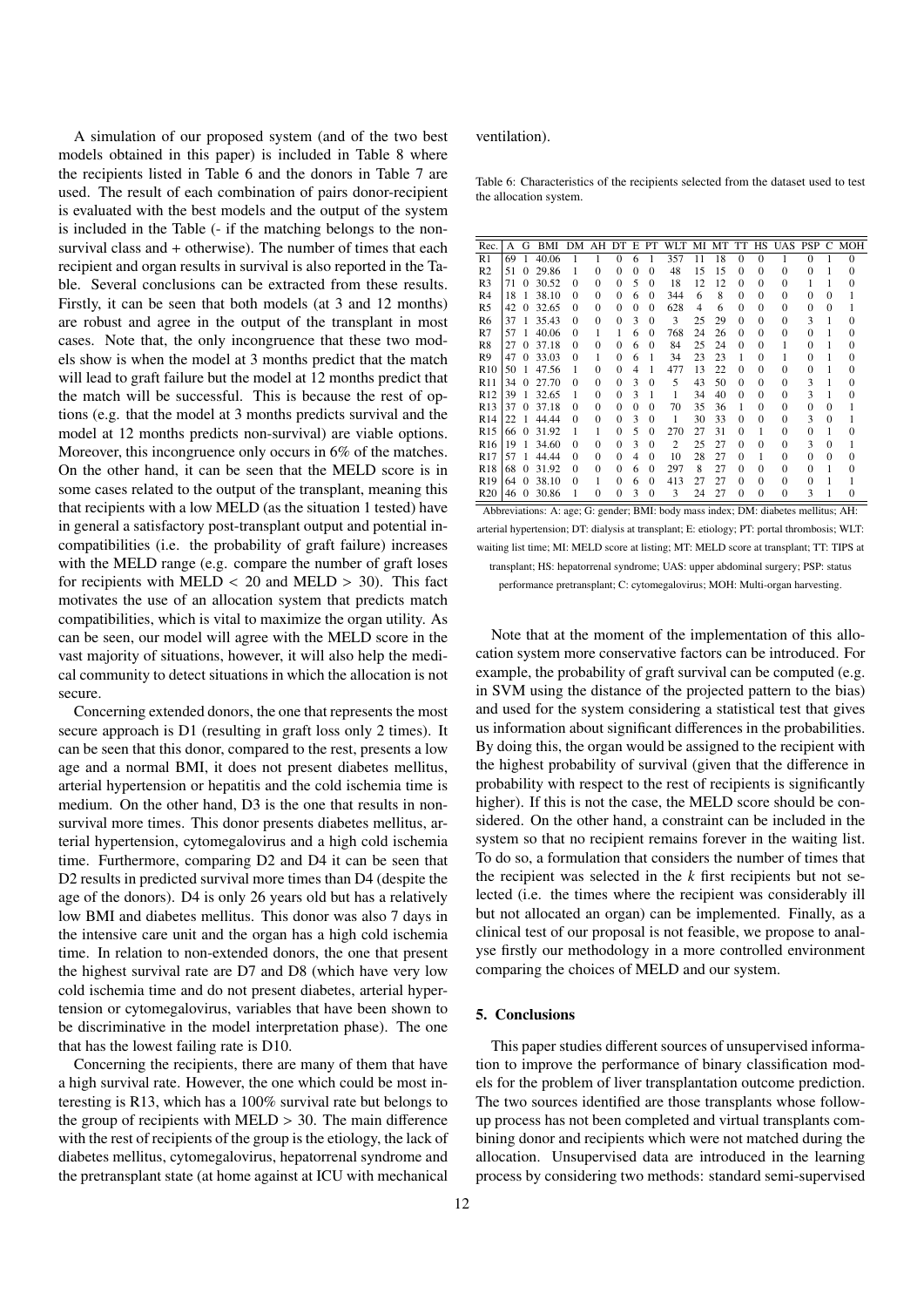A simulation of our proposed system (and of the two best models obtained in this paper) is included in Table 8 where the recipients listed in Table 6 and the donors in Table 7 are used. The result of each combination of pairs donor-recipient is evaluated with the best models and the output of the system is included in the Table (- if the matching belongs to the non-survival class and + otherwise). The number of times that each recipient and organ results in survival is also reported in the Table. Several conclusions can be extracted from these results. Firstly, it can be seen that both models (at 3 and 12 months) are robust and agree in the output of the transplant in most cases. Note that, the only incongruence that these two models show is when the model at 3 months predict that the match will lead to graft failure but the model at 12 months predict that the match will be successful. This is because the rest of options (e.g. that the model at 3 months predicts survival and the model at 12 months predicts non-survival) are viable options. Moreover, this incongruence only occurs in 6% of the matches. On the other hand, it can be seen that the MELD score is in some cases related to the output of the transplant, meaning this that recipients with a low MELD (as the situation 1 tested) have in general a satisfactory post-transplant output and potential incompatibilities (i.e. the probability of graft failure) increases with the MELD range (e.g. compare the number of graft loses for recipients with MELD < 20 and MELD > 30). This fact motivates the use of an allocation system that predicts match compatibilities, which is vital to maximize the organ utility. As can be seen, our model will agree with the MELD score in the vast majority of situations, however, it will also help the medical community to detect situations in which the allocation is not secure.

Concerning extended donors, the one that represents the most secure approach is D1 (resulting in graft loss only 2 times). It can be seen that this donor, compared to the rest, presents a low age and a normal BMI, it does not present diabetes mellitus, arterial hypertension or hepatitis and the cold ischemia time is medium. On the other hand, D3 is the one that results in non-survival more times. This donor presents diabetes mellitus, arterial hypertension, cytomegalovirus and a high cold ischemia time. Furthermore, comparing D2 and D4 it can be seen that D2 results in predicted survival more times than D4 (despite the age of the donors). D4 is only 26 years old but has a relatively low BMI and diabetes mellitus. This donor was also 7 days in the intensive care unit and the organ has a high cold ischemia time. In relation to non-extended donors, the one that present the highest survival rate are D7 and D8 (which have very low cold ischemia time and do not present diabetes, arterial hypertension or cytomegalovirus, variables that have been shown to be discriminative in the model interpretation phase). The one that has the lowest failing rate is D10.

Concerning the recipients, there are many of them that have a high survival rate. However, the one which could be most interesting is R13, which has a 100% survival rate but belongs to the group of recipients with MELD > 30. The main difference with the rest of recipients of the group is the etiology, the lack of diabetes mellitus, cytomegalovirus, hepatorrenal syndrome and the pretransplant state (at home against at ICU with mechanical ventilation).

Table 6: Characteristics of the recipients selected from the dataset used to test the allocation system.

| Rec. | A | G | BMI | DM | AH | DT | E | PT | WLT | MI | MT | TT | HS | UAS | PSP | C | MOH |
|---|---|---|---|---|---|---|---|---|---|---|---|---|---|---|---|---|---|
| R1 | 69 | 1 | 40.06 | 1 | 1 | 0 | 6 | 1 | 357 | 11 | 18 | 0 | 0 | 1 | 0 | 1 | 0 |
| R2 | 51 | 0 | 29.86 | 1 | 0 | 0 | 0 | 0 | 48 | 15 | 15 | 0 | 0 | 0 | 0 | 1 | 0 |
| R3 | 71 | 0 | 30.52 | 0 | 0 | 0 | 5 | 0 | 18 | 12 | 12 | 0 | 0 | 0 | 1 | 1 | 0 |
| R4 | 18 | 1 | 38.10 | 0 | 0 | 0 | 6 | 0 | 344 | 6 | 8 | 0 | 0 | 0 | 0 | 0 | 1 |
| R5 | 42 | 0 | 32.65 | 0 | 0 | 0 | 0 | 0 | 628 | 4 | 6 | 0 | 0 | 0 | 0 | 0 | 1 |
| R6 | 37 | 1 | 35.43 | 0 | 0 | 0 | 3 | 0 | 3 | 25 | 29 | 0 | 0 | 0 | 3 | 1 | 0 |
| R7 | 57 | 1 | 40.06 | 0 | 1 | 1 | 6 | 0 | 768 | 24 | 26 | 0 | 0 | 0 | 0 | 1 | 0 |
| R8 | 27 | 0 | 37.18 | 0 | 0 | 0 | 6 | 0 | 84 | 25 | 24 | 0 | 0 | 1 | 0 | 1 | 0 |
| R9 | 47 | 0 | 33.03 | 0 | 1 | 0 | 6 | 1 | 34 | 23 | 23 | 1 | 0 | 1 | 0 | 1 | 0 |
| R10 | 50 | 1 | 47.56 | 1 | 0 | 0 | 4 | 1 | 477 | 13 | 22 | 0 | 0 | 0 | 0 | 1 | 0 |
| R11 | 34 | 0 | 27.70 | 0 | 0 | 0 | 3 | 0 | 5 | 43 | 50 | 0 | 0 | 0 | 3 | 1 | 0 |
| R12 | 39 | 1 | 32.65 | 1 | 0 | 0 | 3 | 1 | 1 | 34 | 40 | 0 | 0 | 0 | 3 | 1 | 0 |
| R13 | 37 | 0 | 37.18 | 0 | 0 | 0 | 0 | 0 | 70 | 35 | 36 | 1 | 0 | 0 | 0 | 0 | 1 |
| R14 | 22 | 1 | 44.44 | 0 | 0 | 0 | 3 | 0 | 1 | 30 | 33 | 0 | 0 | 0 | 3 | 0 | 1 |
| R15 | 66 | 0 | 31.92 | 1 | 1 | 0 | 5 | 0 | 270 | 27 | 31 | 0 | 1 | 0 | 0 | 1 | 0 |
| R16 | 19 | 1 | 34.60 | 0 | 0 | 0 | 3 | 0 | 2 | 25 | 27 | 0 | 0 | 0 | 3 | 0 | 1 |
| R17 | 57 | 1 | 44.44 | 0 | 0 | 0 | 4 | 0 | 10 | 28 | 27 | 0 | 1 | 0 | 0 | 0 | 0 |
| R18 | 68 | 0 | 31.92 | 0 | 0 | 0 | 6 | 0 | 297 | 8 | 27 | 0 | 0 | 0 | 0 | 1 | 0 |
| R19 | 64 | 0 | 38.10 | 0 | 1 | 0 | 6 | 0 | 413 | 27 | 27 | 0 | 0 | 0 | 0 | 1 | 1 |
| R20 | 46 | 0 | 30.86 | 1 | 0 | 0 | 3 | 0 | 3 | 24 | 27 | 0 | 0 | 0 | 3 | 1 | 0 |

Abbreviations: A: age; G: gender; BMI: body mass index; DM: diabetes mellitus; AH: arterial hypertension; DT: dialysis at transplant; E: etiology; PT: portal thrombosis; WLT: waiting list time; MI: MELD score at listing; MT: MELD score at transplant; TT: TIPS at transplant; HS: hepatorrenal syndrome; UAS: upper abdominal surgery; PSP: status performance pretransplant; C: cytomegalovirus; MOH: Multi-organ harvesting.

Note that at the moment of the implementation of this allocation system more conservative factors can be introduced. For example, the probability of graft survival can be computed (e.g. in SVM using the distance of the projected pattern to the bias) and used for the system considering a statistical test that gives us information about significant differences in the probabilities. By doing this, the organ would be assigned to the recipient with the highest probability of survival (given that the difference in probability with respect to the rest of recipients is significantly higher). If this is not the case, the MELD score should be considered. On the other hand, a constraint can be included in the system so that no recipient remains forever in the waiting list. To do so, a formulation that considers the number of times that the recipient was selected in the $k$ first recipients but not selected (i.e. the times where the recipient was considerably ill but not allocated an organ) can be implemented. Finally, as a clinical test of our proposal is not feasible, we propose to analyse firstly our methodology in a more controlled environment comparing the choices of MELD and our system.

## 5. Conclusions

This paper studies different sources of unsupervised information to improve the performance of binary classification models for the problem of liver transplantation outcome prediction. The two sources identified are those transplants whose follow-up process has not been completed and virtual transplants combining donor and recipients which were not matched during the allocation. Unsupervised data are introduced in the learning process by considering two methods: standard semi-supervised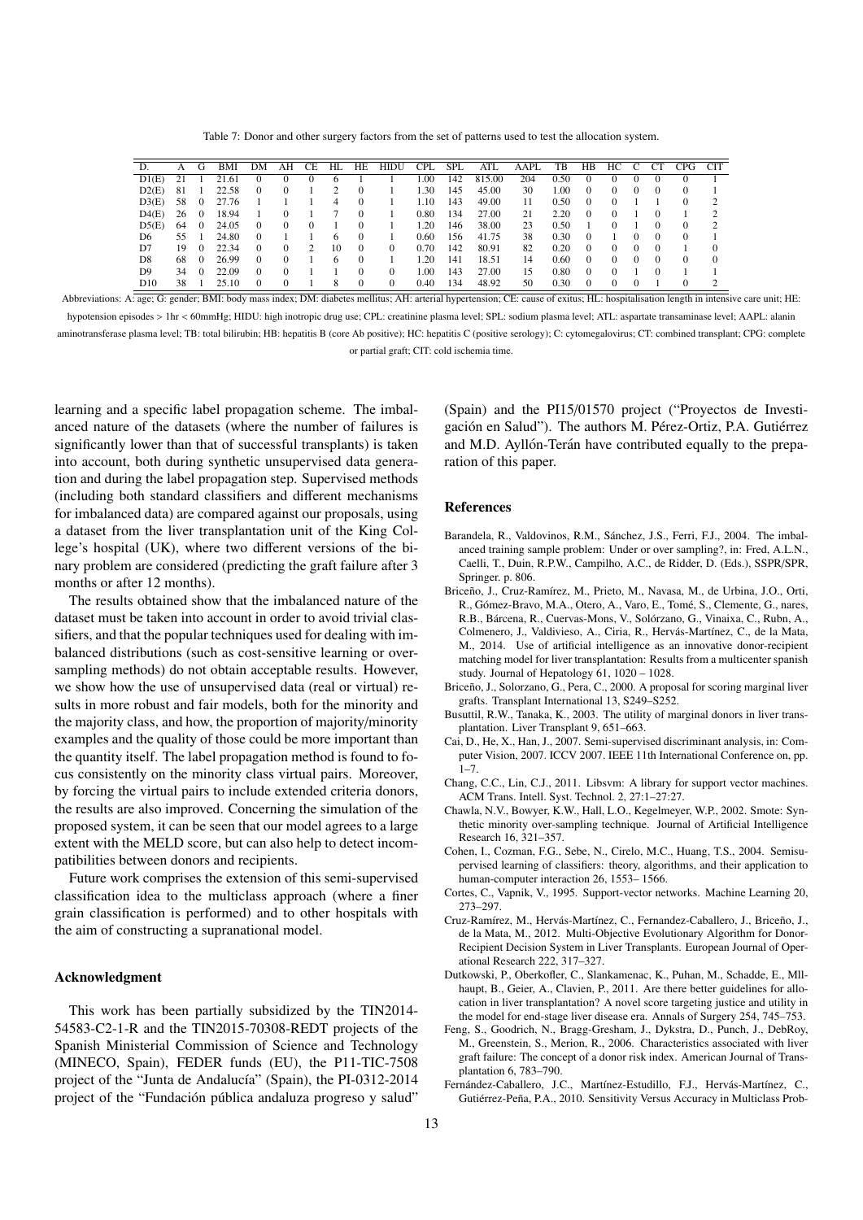Table 7: Donor and other surgery factors from the set of patterns used to test the allocation system.

| D. | A | G | BMI | DM | AH | CE | HL | HE | HIDU | CPL | SPL | ATL | AAPL | TB | HB | HC | C | CT | CPG | CIT |
|---|---|---|---|---|---|---|---|---|---|---|---|---|---|---|---|---|---|---|---|---|
| D1(E) | 21 | 1 | 21.61 | 0 | 0 | 0 | 6 | 1 | 1 | 1.00 | 142 | 815.00 | 204 | 0.50 | 0 | 0 | 0 | 0 | 0 | 1 |
| D2(E) | 81 | 1 | 22.58 | 0 | 0 | 1 | 2 | 0 | 1 | 1.30 | 145 | 45.00 | 30 | 1.00 | 0 | 0 | 0 | 0 | 0 | 1 |
| D3(E) | 58 | 0 | 27.76 | 1 | 1 | 1 | 4 | 0 | 1 | 1.10 | 143 | 49.00 | 11 | 0.50 | 0 | 0 | 1 | 1 | 0 | 2 |
| D4(E) | 26 | 0 | 18.94 | 1 | 0 | 1 | 7 | 0 | 1 | 0.80 | 134 | 27.00 | 21 | 2.20 | 0 | 0 | 1 | 0 | 1 | 2 |
| D5(E) | 64 | 0 | 24.05 | 0 | 0 | 0 | 1 | 0 | 1 | 1.20 | 146 | 38.00 | 23 | 0.50 | 1 | 0 | 1 | 0 | 0 | 2 |
| D6 | 55 | 1 | 24.80 | 0 | 1 | 1 | 6 | 0 | 1 | 0.60 | 156 | 41.75 | 38 | 0.30 | 0 | 1 | 0 | 0 | 0 | 1 |
| D7 | 19 | 0 | 22.34 | 0 | 0 | 2 | 10 | 0 | 0 | 0.70 | 142 | 80.91 | 82 | 0.20 | 0 | 0 | 0 | 0 | 1 | 0 |
| D8 | 68 | 0 | 26.99 | 0 | 0 | 1 | 6 | 0 | 1 | 1.20 | 141 | 18.51 | 14 | 0.60 | 0 | 0 | 0 | 0 | 0 | 0 |
| D9 | 34 | 0 | 22.09 | 0 | 0 | 1 | 1 | 0 | 0 | 1.00 | 143 | 27.00 | 15 | 0.80 | 0 | 0 | 1 | 0 | 1 | 1 |
| D10 | 38 | 1 | 25.10 | 0 | 0 | 1 | 8 | 0 | 0 | 0.40 | 134 | 48.92 | 50 | 0.30 | 0 | 0 | 0 | 1 | 0 | 2 |

Abbreviations: A: age; G: gender; BMI: body mass index; DM: diabetes mellitus; AH: arterial hypertension; CE: cause of exitus; HL: hospitalisation length in intensive care unit; HE: hypotension episodes > 1hr < 60mmHg; HIDU: high inotropic drug use; CPL: creatinine plasma level; SPL: sodium plasma level; ATL: aspartate transaminase level; AAPL: alanin aminotransferase plasma level; TB: total bilirubin; HB: hepatitis B (core Ab positive); HC: hepatitis C (positive serology); C: cytomegalovirus; CT: combined transplant; CPG: complete or partial graft; CIT: cold ischemia time.

learning and a specific label propagation scheme. The imbalanced nature of the datasets (where the number of failures is significantly lower than that of successful transplants) is taken into account, both during synthetic unsupervised data generation and during the label propagation step. Supervised methods (including both standard classifiers and different mechanisms for imbalanced data) are compared against our proposals, using a dataset from the liver transplantation unit of the King College's hospital (UK), where two different versions of the binary problem are considered (predicting the graft failure after 3 months or after 12 months).

The results obtained show that the imbalanced nature of the dataset must be taken into account in order to avoid trivial classifiers, and that the popular techniques used for dealing with imbalanced distributions (such as cost-sensitive learning or oversampling methods) do not obtain acceptable results. However, we show how the use of unsupervised data (real or virtual) results in more robust and fair models, both for the minority and the majority class, and how, the proportion of majority/minority examples and the quality of those could be more important than the quantity itself. The label propagation method is found to focus consistently on the minority class virtual pairs. Moreover, by forcing the virtual pairs to include extended criteria donors, the results are also improved. Concerning the simulation of the proposed system, it can be seen that our model agrees to a large extent with the MELD score, but can also help to detect incompatibilities between donors and recipients.

Future work comprises the extension of this semi-supervised classification idea to the multiclass approach (where a finer grain classification is performed) and to other hospitals with the aim of constructing a supranational model.

## Acknowledgment

This work has been partially subsidized by the TIN2014-54583-C2-1-R and the TIN2015-70308-REDT projects of the Spanish Ministerial Commission of Science and Technology (MINECO, Spain), FEDER funds (EU), the P11-TIC-7508 project of the "Junta de Andalucía" (Spain), the PI-0312-2014 project of the "Fundación pública andaluza progreso y salud" (Spain) and the PI15/01570 project ("Proyectos de Investigación en Salud"). The authors M. Pérez-Ortiz, P.A. Gutiérrez and M.D. Ayllón-Terán have contributed equally to the preparation of this paper.

## References

Barandela, R., Valdovinos, R.M., Sánchez, J.S., Ferri, F.J., 2004. The imbalanced training sample problem: Under or over sampling?, in: Fred, A.L.N., Caelli, T., Duin, R.P.W., Campilho, A.C., de Ridder, D. (Eds.), SSPR/SPR, Springer. p. 806.

Briceño, J., Cruz-Ramírez, M., Prieto, M., Navasa, M., de Urbina, J.O., Orti, R., Gómez-Bravo, M.A., Otero, A., Varo, E., Tomé, S., Clemente, G., nares, R.B., Bárcena, R., Cuervas-Mons, V., Solórzano, G., Vinaixa, C., Rubn, A., Colmenero, J., Valdivieso, A., Ciria, R., Hervás-Martínez, C., de la Mata, M., 2014. Use of artificial intelligence as an innovative donor-recipient matching model for liver transplantation: Results from a multicenter spanish study. Journal of Hepatology 61, 1020 – 1028.

Briceño, J., Solorzano, G., Pera, C., 2000. A proposal for scoring marginal liver grafts. Transplant International 13, S249–S252.

Busuttil, R.W., Tanaka, K., 2003. The utility of marginal donors in liver transplantation. Liver Transplant 9, 651–663.

Cai, D., He, X., Han, J., 2007. Semi-supervised discriminant analysis, in: Computer Vision, 2007. ICCV 2007. IEEE 11th International Conference on, pp. 1–7.

Chang, C.C., Lin, C.J., 2011. Libsvm: A library for support vector machines. ACM Trans. Intell. Syst. Technol. 2, 27:1–27:27.

Chawla, N.V., Bowyer, K.W., Hall, L.O., Kegelmeyer, W.P., 2002. Smote: Synthetic minority over-sampling technique. Journal of Artificial Intelligence Research 16, 321–357.

Cohen, I., Cozman, F.G., Sebe, N., Cirelo, M.C., Huang, T.S., 2004. Semisupervised learning of classifiers: theory, algorithms, and their application to human-computer interaction 26, 1553– 1566.

Cortes, C., Vapnik, V., 1995. Support-vector networks. Machine Learning 20, 273–297.

Cruz-Ramírez, M., Hervás-Martínez, C., Fernandez-Caballero, J., Briceño, J., de la Mata, M., 2012. Multi-Objective Evolutionary Algorithm for Donor-Recipient Decision System in Liver Transplants. European Journal of Operational Research 222, 317–327.

Dutkowski, P., Oberkofler, C., Slankamenac, K., Puhan, M., Schadde, E., Mllhaupt, B., Geier, A., Clavien, P., 2011. Are there better guidelines for allocation in liver transplantation? A novel score targeting justice and utility in the model for end-stage liver disease era. Annals of Surgery 254, 745–753.

Feng, S., Goodrich, N., Bragg-Gresham, J., Dykstra, D., Punch, J., DebRoy, M., Greenstein, S., Merion, R., 2006. Characteristics associated with liver graft failure: The concept of a donor risk index. American Journal of Transplantation 6, 783–790.

Fernández-Caballero, J.C., Martínez-Estudillo, F.J., Hervás-Martínez, C., Gutiérrez-Peña, P.A., 2010. Sensitivity Versus Accuracy in Multiclass Prob-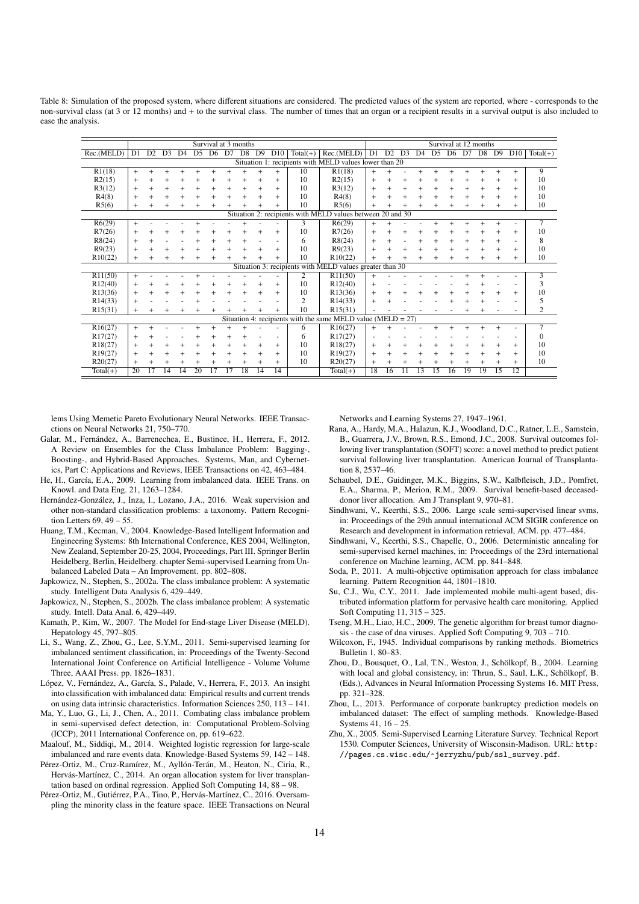Table 8: Simulation of the proposed system, where different situations are considered. The predicted values of the system are reported, where - corresponds to the non-survival class (at 3 or 12 months) and + to the survival class. The number of times that an organ or a recipient results in a survival output is also included to ease the analysis.

| Survival at 3 months | | | | | | | | | | | | Survival at 12 months | | | | | | | | | | | |
|---|---|---|---|---|---|---|---|---|---|---|---|---|---|---|---|---|---|---|---|---|---|---|---|
| Rec.(MELD) | D1 | D2 | D3 | D4 | D5 | D6 | D7 | D8 | D9 | D10 | Total(+) | Rec.(MELD) | D1 | D2 | D3 | D4 | D5 | D6 | D7 | D8 | D9 | D10 | Total(+) |
| Situation 1: recipients with MELD values lower than 20 | | | | | | | | | | | | | | | | | | | | | | | |
| R1(18) | + | + | + | + | + | + | + | + | + | + | 10 | R1(18) | + | + | - | + | + | + | + | + | + | + | 9 |
| R2(15) | + | + | + | + | + | + | + | + | + | + | 10 | R2(15) | + | + | + | + | + | + | + | + | + | + | 10 |
| R3(12) | + | + | + | + | + | + | + | + | + | + | 10 | R3(12) | + | + | + | + | + | + | + | + | + | + | 10 |
| R4(8) | + | + | + | + | + | + | + | + | + | + | 10 | R4(8) | + | + | + | + | + | + | + | + | + | + | 10 |
| R5(6) | + | + | + | + | + | + | + | + | + | + | 10 | R5(6) | + | + | + | + | + | + | + | + | + | + | 10 |
| Situation 2: recipients with MELD values between 20 and 30 | | | | | | | | | | | | | | | | | | | | | | | |
| R6(29) | + | - | - | - | + | - | - | + | - | - | 3 | R6(29) | + | + | - | - | + | + | + | + | + | - | 7 |
| R7(26) | + | + | + | + | + | + | + | + | + | + | 10 | R7(26) | + | + | + | + | + | + | + | + | + | + | 10 |
| R8(24) | + | + | - | - | + | + | + | + | - | - | 6 | R8(24) | + | + | - | + | + | + | + | + | + | - | 8 |
| R9(23) | + | + | + | + | + | + | + | + | + | + | 10 | R9(23) | + | + | + | + | + | + | + | + | + | + | 10 |
| R10(22) | + | + | + | + | + | + | + | + | + | + | 10 | R10(22) | + | + | + | + | + | + | + | + | + | + | 10 |
| Situation 3: recipients with MELD values greater than 30 | | | | | | | | | | | | | | | | | | | | | | | |
| R11(50) | + | - | - | - | + | - | - | - | - | - | 2 | R11(50) | + | - | - | - | - | - | + | + | - | - | 3 |
| R12(40) | + | + | + | + | + | + | + | + | + | + | 10 | R12(40) | + | - | - | - | - | - | + | + | - | - | 3 |
| R13(36) | + | + | + | + | + | + | + | + | + | + | 10 | R13(36) | + | + | + | + | + | + | + | + | + | + | 10 |
| R14(33) | + | - | - | - | + | - | - | - | - | - | 2 | R14(33) | + | + | - | - | - | + | + | + | - | - | 5 |
| R15(31) | + | + | + | + | + | + | + | + | + | + | 10 | R15(31) | - | - | - | - | - | - | + | + | - | - | 2 |
| Situation 4: recipients with the same MELD value (MELD = 27) | | | | | | | | | | | | | | | | | | | | | | | |
| R16(27) | + | + | - | - | + | + | + | + | - | - | 6 | R16(27) | + | + | - | - | + | + | + | + | + | - | 7 |
| R17(27) | + | + | - | - | + | + | + | + | - | - | 6 | R17(27) | - | - | - | - | - | - | - | - | - | - | 0 |
| R18(27) | + | + | + | + | + | + | + | + | + | + | 10 | R18(27) | + | + | + | + | + | + | + | + | + | + | 10 |
| R19(27) | + | + | + | + | + | + | + | + | + | + | 10 | R19(27) | + | + | + | + | + | + | + | + | + | + | 10 |
| R20(27) | + | + | + | + | + | + | + | + | + | + | 10 | R20(27) | + | + | + | + | + | + | + | + | + | + | 10 |
| Total(+) | 20 | 17 | 14 | 14 | 20 | 17 | 17 | 18 | 14 | 14 | | Total(+) | 18 | 16 | 11 | 13 | 15 | 16 | 19 | 19 | 15 | 12 | |

lems Using Memetic Pareto Evolutionary Neural Networks. IEEE Transactions on Neural Networks 21, 750–770.

Galar, M., Fernández, A., Barrenechea, E., Bustince, H., Herrera, F., 2012. A Review on Ensembles for the Class Imbalance Problem: Bagging-, Boosting-, and Hybrid-Based Approaches. Systems, Man, and Cybernetics, Part C: Applications and Reviews, IEEE Transactions on 42, 463–484.

He, H., García, E.A., 2009. Learning from imbalanced data. IEEE Trans. on Knowl. and Data Eng. 21, 1263–1284.

Hernández-González, J., Inza, I., Lozano, J.A., 2016. Weak supervision and other non-standard classification problems: a taxonomy. Pattern Recognition Letters 69, 49 – 55.

Huang, T.M., Kecman, V., 2004. Knowledge-Based Intelligent Information and Engineering Systems: 8th International Conference, KES 2004, Wellington, New Zealand, September 20-25, 2004, Proceedings, Part III. Springer Berlin Heidelberg, Berlin, Heidelberg. chapter Semi-supervised Learning from Unbalanced Labeled Data – An Improvement. pp. 802–808.

Japkowicz, N., Stephen, S., 2002a. The class imbalance problem: A systematic study. Intelligent Data Analysis 6, 429–449.

Japkowicz, N., Stephen, S., 2002b. The class imbalance problem: A systematic study. Intell. Data Anal. 6, 429–449.

Kamath, P., Kim, W., 2007. The Model for End-stage Liver Disease (MELD). Hepatology 45, 797–805.

Li, S., Wang, Z., Zhou, G., Lee, S.Y.M., 2011. Semi-supervised learning for imbalanced sentiment classification, in: Proceedings of the Twenty-Second International Joint Conference on Artificial Intelligence - Volume Volume Three, AAAI Press. pp. 1826–1831.

López, V., Fernández, A., García, S., Palade, V., Herrera, F., 2013. An insight into classification with imbalanced data: Empirical results and current trends on using data intrinsic characteristics. Information Sciences 250, 113 – 141.

Ma, Y., Luo, G., Li, J., Chen, A., 2011. Combating class imbalance problem in semi-supervised defect detection, in: Computational Problem-Solving (ICCP), 2011 International Conference on, pp. 619–622.

Maalouf, M., Siddiqi, M., 2014. Weighted logistic regression for large-scale imbalanced and rare events data. Knowledge-Based Systems 59, 142 – 148.

Pérez-Ortiz, M., Cruz-Ramírez, M., Ayllón-Terán, M., Heaton, N., Ciria, R., Hervás-Martínez, C., 2014. An organ allocation system for liver transplantation based on ordinal regression. Applied Soft Computing 14, 88 – 98.

Pérez-Ortiz, M., Gutiérrez, P.A., Tino, P., Hervás-Martínez, C., 2016. Oversampling the minority class in the feature space. IEEE Transactions on Neural Networks and Learning Systems 27, 1947–1961.

Rana, A., Hardy, M.A., Halazun, K.J., Woodland, D.C., Ratner, L.E., Samstein, B., Guarrera, J.V., Brown, R.S., Emond, J.C., 2008. Survival outcomes following liver transplantation (SOFT) score: a novel method to predict patient survival following liver transplantation. American Journal of Transplantation 8, 2537–46.

Schaubel, D.E., Guidinger, M.K., Biggins, S.W., Kalbfleisch, J.D., Pomfret, E.A., Sharma, P., Merion, R.M., 2009. Survival benefit-based deceased-donor liver allocation. Am J Transplant 9, 970–81.

Sindhwani, V., Keerthi, S.S., 2006. Large scale semi-supervised linear svms, in: Proceedings of the 29th annual international ACM SIGIR conference on Research and development in information retrieval, ACM. pp. 477–484.

Sindhwani, V., Keerthi, S.S., Chapelle, O., 2006. Deterministic annealing for semi-supervised kernel machines, in: Proceedings of the 23rd international conference on Machine learning, ACM. pp. 841–848.

Soda, P., 2011. A multi-objective optimisation approach for class imbalance learning. Pattern Recognition 44, 1801–1810.

Su, C.J., Wu, C.Y., 2011. Jade implemented mobile multi-agent based, distributed information platform for pervasive health care monitoring. Applied Soft Computing 11, 315 – 325.

Tseng, M.H., Liao, H.C., 2009. The genetic algorithm for breast tumor diagnosis - the case of dna viruses. Applied Soft Computing 9, 703 – 710.

Wilcoxon, F., 1945. Individual comparisons by ranking methods. Biometrics Bulletin 1, 80–83.

Zhou, D., Bousquet, O., Lal, T.N., Weston, J., Schölkopf, B., 2004. Learning with local and global consistency, in: Thrun, S., Saul, L.K., Schölkopf, B. (Eds.), Advances in Neural Information Processing Systems 16. MIT Press, pp. 321–328.

Zhou, L., 2013. Performance of corporate bankruptcy prediction models on imbalanced dataset: The effect of sampling methods. Knowledge-Based Systems 41, 16 – 25.

Zhu, X., 2005. Semi-Supervised Learning Literature Survey. Technical Report 1530. Computer Sciences, University of Wisconsin-Madison. URL: http://pages.cs.wisc.edu/~jerryzhu/pub/ssl_survey.pdf.